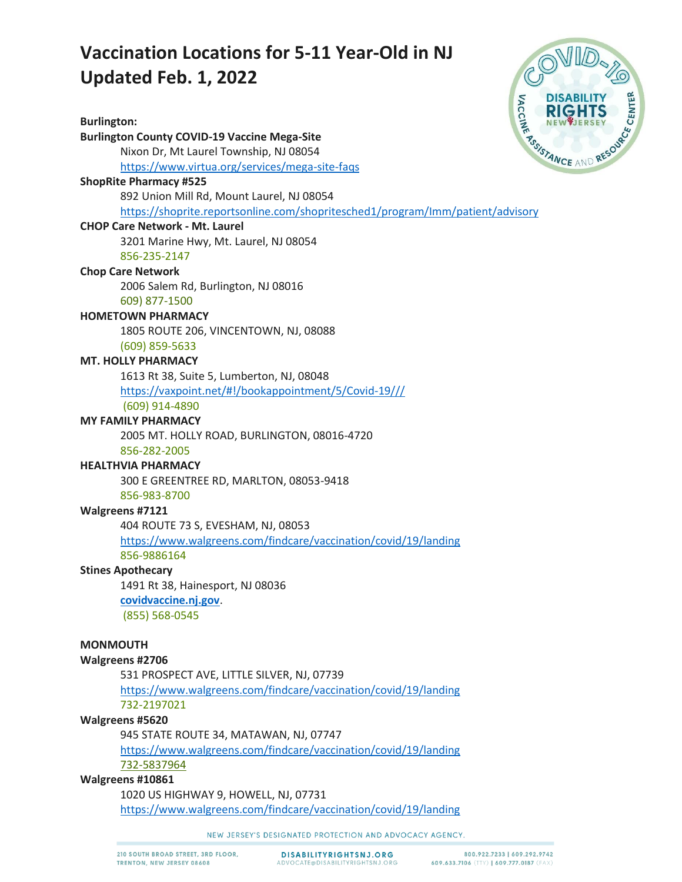# Vaccination Locations for 5-11 Year-Old in NJ
# Updated Feb. 1, 2022

**Burlington:**

**Burlington County COVID-19 Vaccine Mega-Site**
Nixon Dr, Mt Laurel Township, NJ 08054
https://www.virtua.org/services/mega-site-faqs

**ShopRite Pharmacy #525**
892 Union Mill Rd, Mount Laurel, NJ 08054
https://shoprite.reportsonline.com/shopritesched1/program/Imm/patient/advisory

**CHOP Care Network - Mt. Laurel**
3201 Marine Hwy, Mt. Laurel, NJ 08054
856-235-2147

**Chop Care Network**
2006 Salem Rd, Burlington, NJ 08016
609) 877-1500

**HOMETOWN PHARMACY**
1805 ROUTE 206, VINCENTOWN, NJ, 08088
(609) 859-5633

**MT. HOLLY PHARMACY**
1613 Rt 38, Suite 5, Lumberton, NJ, 08048
https://vaxpoint.net/#!/bookappointment/5/Covid-19///
(609) 914-4890

**MY FAMILY PHARMACY**
2005 MT. HOLLY ROAD, BURLINGTON, 08016-4720
856-282-2005

**HEALTHVIA PHARMACY**
300 E GREENTREE RD, MARLTON, 08053-9418
856-983-8700

**Walgreens #7121**
404 ROUTE 73 S, EVESHAM, NJ, 08053
https://www.walgreens.com/findcare/vaccination/covid/19/landing
856-9886164

**Stines Apothecary**
1491 Rt 38, Hainesport, NJ 08036
**covidvaccine.nj.gov**.
(855) 568-0545

**MONMOUTH**

**Walgreens #2706**
531 PROSPECT AVE, LITTLE SILVER, NJ, 07739
https://www.walgreens.com/findcare/vaccination/covid/19/landing
732-2197021

**Walgreens #5620**
945 STATE ROUTE 34, MATAWAN, NJ, 07747
https://www.walgreens.com/findcare/vaccination/covid/19/landing
732-5837964

**Walgreens #10861**
1020 US HIGHWAY 9, HOWELL, NJ, 07731
https://www.walgreens.com/findcare/vaccination/covid/19/landing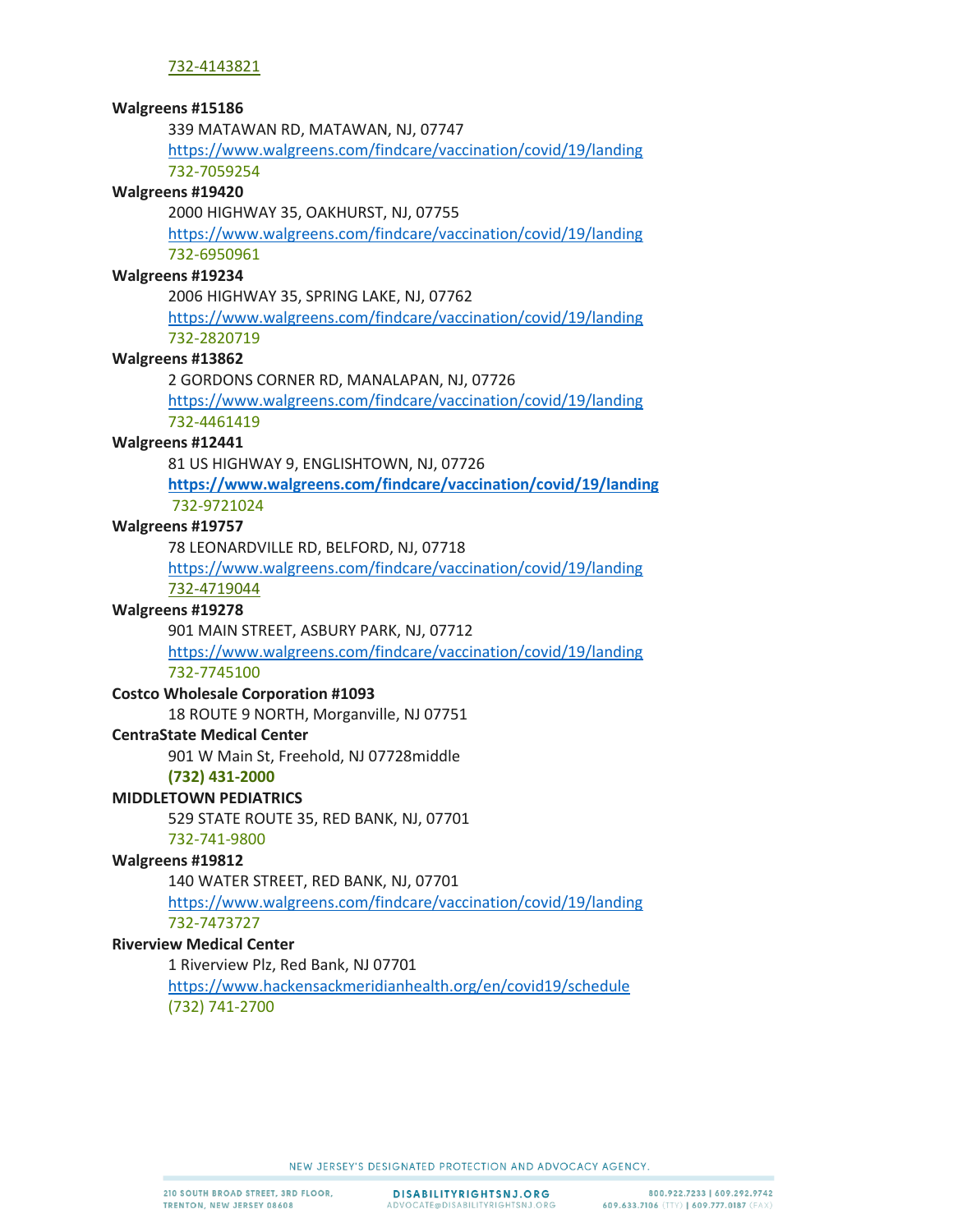732-4143821

**Walgreens #15186**

339 MATAWAN RD, MATAWAN, NJ, 07747
https://www.walgreens.com/findcare/vaccination/covid/19/landing
732-7059254

**Walgreens #19420**

2000 HIGHWAY 35, OAKHURST, NJ, 07755
https://www.walgreens.com/findcare/vaccination/covid/19/landing
732-6950961

**Walgreens #19234**

2006 HIGHWAY 35, SPRING LAKE, NJ, 07762
https://www.walgreens.com/findcare/vaccination/covid/19/landing
732-2820719

**Walgreens #13862**

2 GORDONS CORNER RD, MANALAPAN, NJ, 07726
https://www.walgreens.com/findcare/vaccination/covid/19/landing
732-4461419

**Walgreens #12441**

81 US HIGHWAY 9, ENGLISHTOWN, NJ, 07726
**https://www.walgreens.com/findcare/vaccination/covid/19/landing**
732-9721024

**Walgreens #19757**

78 LEONARDVILLE RD, BELFORD, NJ, 07718
https://www.walgreens.com/findcare/vaccination/covid/19/landing
732-4719044

**Walgreens #19278**

901 MAIN STREET, ASBURY PARK, NJ, 07712
https://www.walgreens.com/findcare/vaccination/covid/19/landing
732-7745100

**Costco Wholesale Corporation #1093**

18 ROUTE 9 NORTH, Morganville, NJ 07751

**CentraState Medical Center**

901 W Main St, Freehold, NJ 07728middle
**(732) 431-2000**

**MIDDLETOWN PEDIATRICS**

529 STATE ROUTE 35, RED BANK, NJ, 07701
732-741-9800

**Walgreens #19812**

140 WATER STREET, RED BANK, NJ, 07701
https://www.walgreens.com/findcare/vaccination/covid/19/landing
732-7473727

**Riverview Medical Center**

1 Riverview Plz, Red Bank, NJ 07701
https://www.hackensackmeridianhealth.org/en/covid19/schedule
(732) 741-2700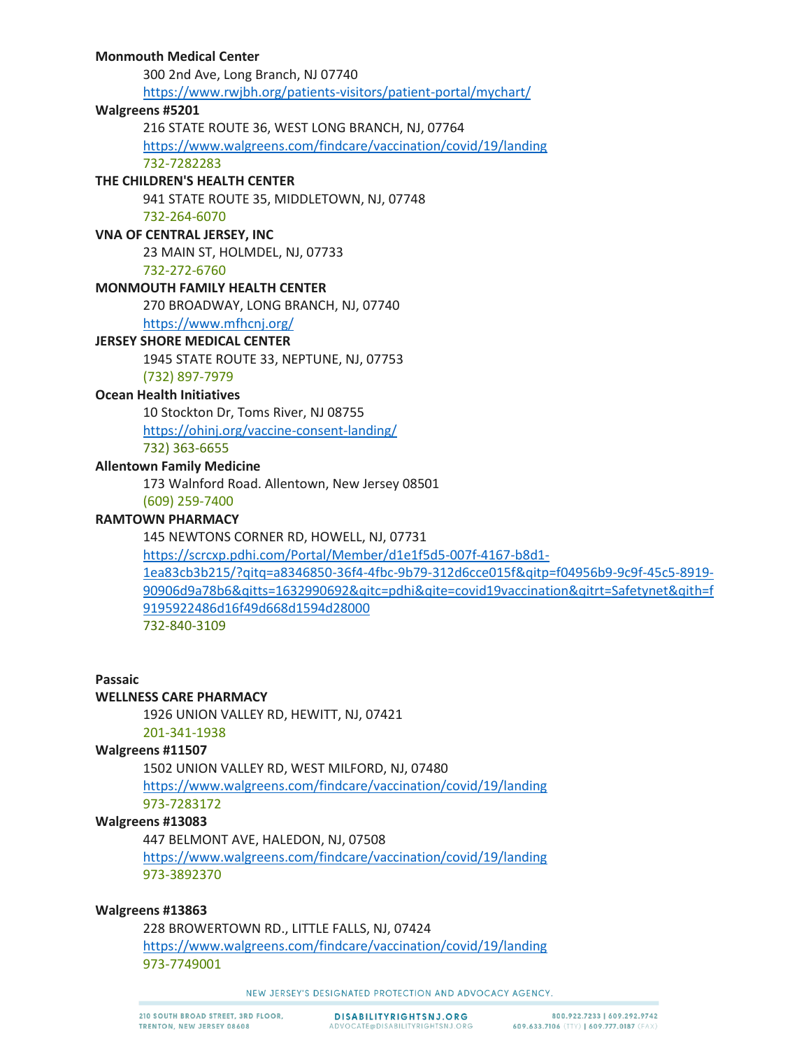**Monmouth Medical Center**

300 2nd Ave, Long Branch, NJ 07740
https://www.rwjbh.org/patients-visitors/patient-portal/mychart/

**Walgreens #5201**

216 STATE ROUTE 36, WEST LONG BRANCH, NJ, 07764
https://www.walgreens.com/findcare/vaccination/covid/19/landing
732-7282283

**THE CHILDREN'S HEALTH CENTER**

941 STATE ROUTE 35, MIDDLETOWN, NJ, 07748
732-264-6070

**VNA OF CENTRAL JERSEY, INC**

23 MAIN ST, HOLMDEL, NJ, 07733
732-272-6760

**MONMOUTH FAMILY HEALTH CENTER**

270 BROADWAY, LONG BRANCH, NJ, 07740
https://www.mfhcnj.org/

**JERSEY SHORE MEDICAL CENTER**

1945 STATE ROUTE 33, NEPTUNE, NJ, 07753
(732) 897-7979

**Ocean Health Initiatives**

10 Stockton Dr, Toms River, NJ 08755
https://ohinj.org/vaccine-consent-landing/
732) 363-6655

**Allentown Family Medicine**

173 Walnford Road. Allentown, New Jersey 08501
(609) 259-7400

**RAMTOWN PHARMACY**

145 NEWTONS CORNER RD, HOWELL, NJ, 07731
https://scrcxp.pdhi.com/Portal/Member/d1e1f5d5-007f-4167-b8d1-1ea83cb3b215/?qitq=a8346850-36f4-4fbc-9b79-312d6cce015f&qitp=f04956b9-9c9f-45c5-8919-90906d9a78b6&qitts=1632990692&qitc=pdhi&qite=covid19vaccination&qitrt=Safetynet&qith=f9195922486d16f49d668d1594d28000
732-840-3109

**Passaic**

**WELLNESS CARE PHARMACY**

1926 UNION VALLEY RD, HEWITT, NJ, 07421
201-341-1938

**Walgreens #11507**

1502 UNION VALLEY RD, WEST MILFORD, NJ, 07480
https://www.walgreens.com/findcare/vaccination/covid/19/landing
973-7283172

**Walgreens #13083**

447 BELMONT AVE, HALEDON, NJ, 07508
https://www.walgreens.com/findcare/vaccination/covid/19/landing
973-3892370

**Walgreens #13863**

228 BROWERTOWN RD., LITTLE FALLS, NJ, 07424
https://www.walgreens.com/findcare/vaccination/covid/19/landing
973-7749001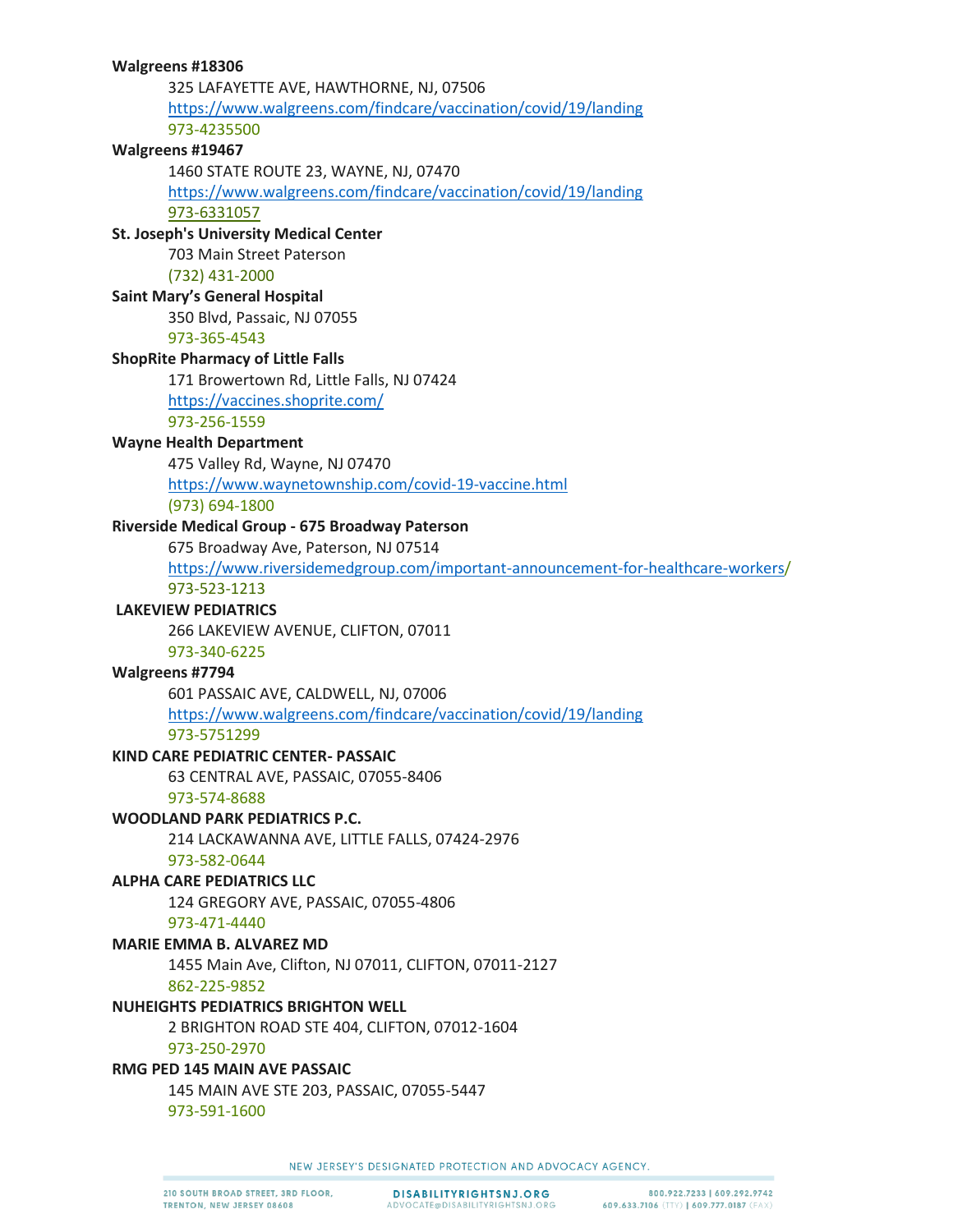**Walgreens #18306**

325 LAFAYETTE AVE, HAWTHORNE, NJ, 07506

https://www.walgreens.com/findcare/vaccination/covid/19/landing

973-4235500

**Walgreens #19467**

1460 STATE ROUTE 23, WAYNE, NJ, 07470

https://www.walgreens.com/findcare/vaccination/covid/19/landing

973-6331057

**St. Joseph's University Medical Center**

703 Main Street Paterson

(732) 431-2000

**Saint Mary's General Hospital**

350 Blvd, Passaic, NJ 07055

973-365-4543

**ShopRite Pharmacy of Little Falls**

171 Browertown Rd, Little Falls, NJ 07424

https://vaccines.shoprite.com/

973-256-1559

**Wayne Health Department**

475 Valley Rd, Wayne, NJ 07470

https://www.waynetownship.com/covid-19-vaccine.html

(973) 694-1800

**Riverside Medical Group - 675 Broadway Paterson**

675 Broadway Ave, Paterson, NJ 07514

https://www.riversidemedgroup.com/important-announcement-for-healthcare-workers/

973-523-1213

**LAKEVIEW PEDIATRICS**

266 LAKEVIEW AVENUE, CLIFTON, 07011

973-340-6225

**Walgreens #7794**

601 PASSAIC AVE, CALDWELL, NJ, 07006

https://www.walgreens.com/findcare/vaccination/covid/19/landing

973-5751299

**KIND CARE PEDIATRIC CENTER- PASSAIC**

63 CENTRAL AVE, PASSAIC, 07055-8406

973-574-8688

**WOODLAND PARK PEDIATRICS P.C.**

214 LACKAWANNA AVE, LITTLE FALLS, 07424-2976

973-582-0644

**ALPHA CARE PEDIATRICS LLC**

124 GREGORY AVE, PASSAIC, 07055-4806

973-471-4440

**MARIE EMMA B. ALVAREZ MD**

1455 Main Ave, Clifton, NJ 07011, CLIFTON, 07011-2127

862-225-9852

**NUHEIGHTS PEDIATRICS BRIGHTON WELL**

2 BRIGHTON ROAD STE 404, CLIFTON, 07012-1604

973-250-2970

**RMG PED 145 MAIN AVE PASSAIC**

145 MAIN AVE STE 203, PASSAIC, 07055-5447

973-591-1600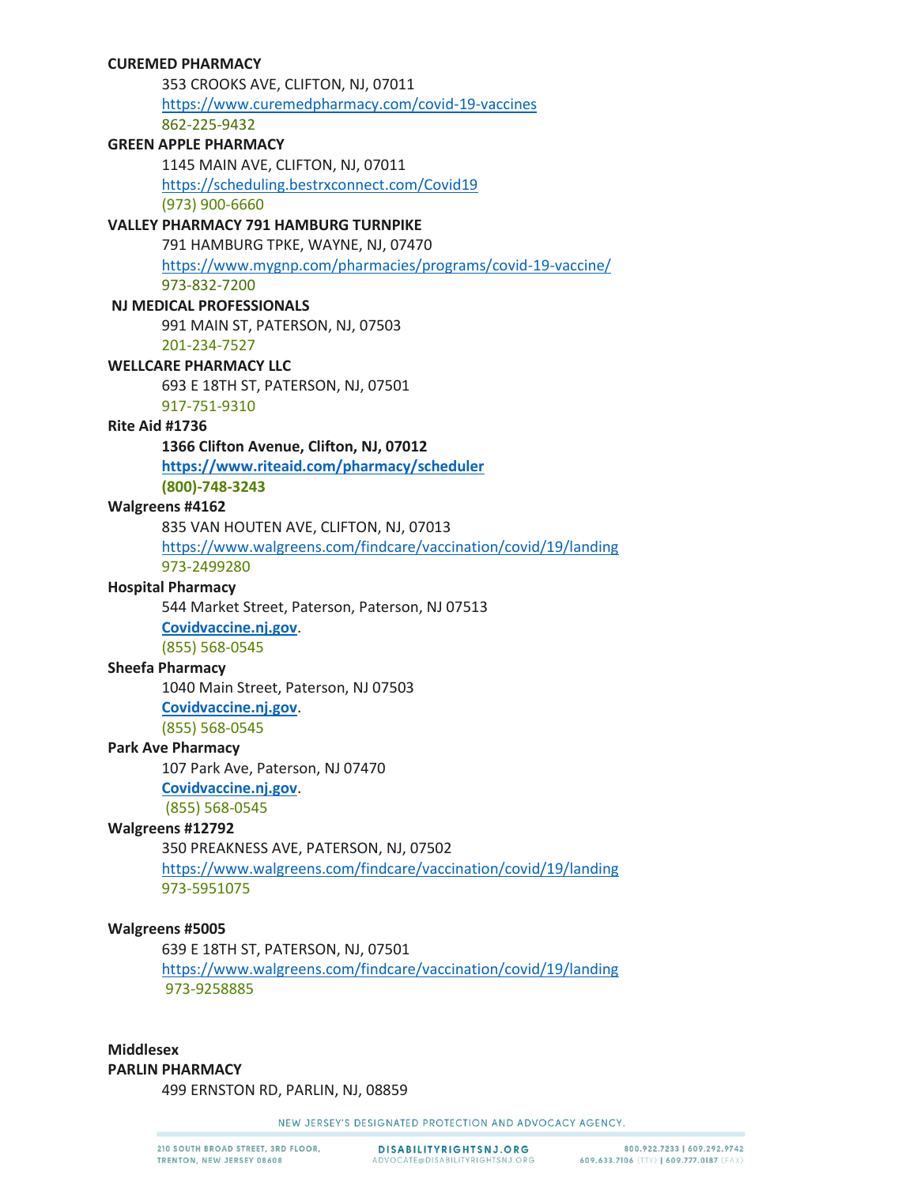**CUREMED PHARMACY**

353 CROOKS AVE, CLIFTON, NJ, 07011
https://www.curemedpharmacy.com/covid-19-vaccines
862-225-9432

**GREEN APPLE PHARMACY**

1145 MAIN AVE, CLIFTON, NJ, 07011
https://scheduling.bestrxconnect.com/Covid19
(973) 900-6660

**VALLEY PHARMACY 791 HAMBURG TURNPIKE**

791 HAMBURG TPKE, WAYNE, NJ, 07470
https://www.mygnp.com/pharmacies/programs/covid-19-vaccine/
973-832-7200

**NJ MEDICAL PROFESSIONALS**

991 MAIN ST, PATERSON, NJ, 07503
201-234-7527

**WELLCARE PHARMACY LLC**

693 E 18TH ST, PATERSON, NJ, 07501
917-751-9310

**Rite Aid #1736**

**1366 Clifton Avenue, Clifton, NJ, 07012**
**https://www.riteaid.com/pharmacy/scheduler**
**(800)-748-3243**

**Walgreens #4162**

835 VAN HOUTEN AVE, CLIFTON, NJ, 07013
https://www.walgreens.com/findcare/vaccination/covid/19/landing
973-2499280

**Hospital Pharmacy**

544 Market Street, Paterson, Paterson, NJ 07513
**Covidvaccine.nj.gov**.
(855) 568-0545

**Sheefa Pharmacy**

1040 Main Street, Paterson, NJ 07503
**Covidvaccine.nj.gov**.
(855) 568-0545

**Park Ave Pharmacy**

107 Park Ave, Paterson, NJ 07470
**Covidvaccine.nj.gov**.
(855) 568-0545

**Walgreens #12792**

350 PREAKNESS AVE, PATERSON, NJ, 07502
https://www.walgreens.com/findcare/vaccination/covid/19/landing
973-5951075

**Walgreens #5005**

639 E 18TH ST, PATERSON, NJ, 07501
https://www.walgreens.com/findcare/vaccination/covid/19/landing
973-9258885

**Middlesex**

**PARLIN PHARMACY**

499 ERNSTON RD, PARLIN, NJ, 08859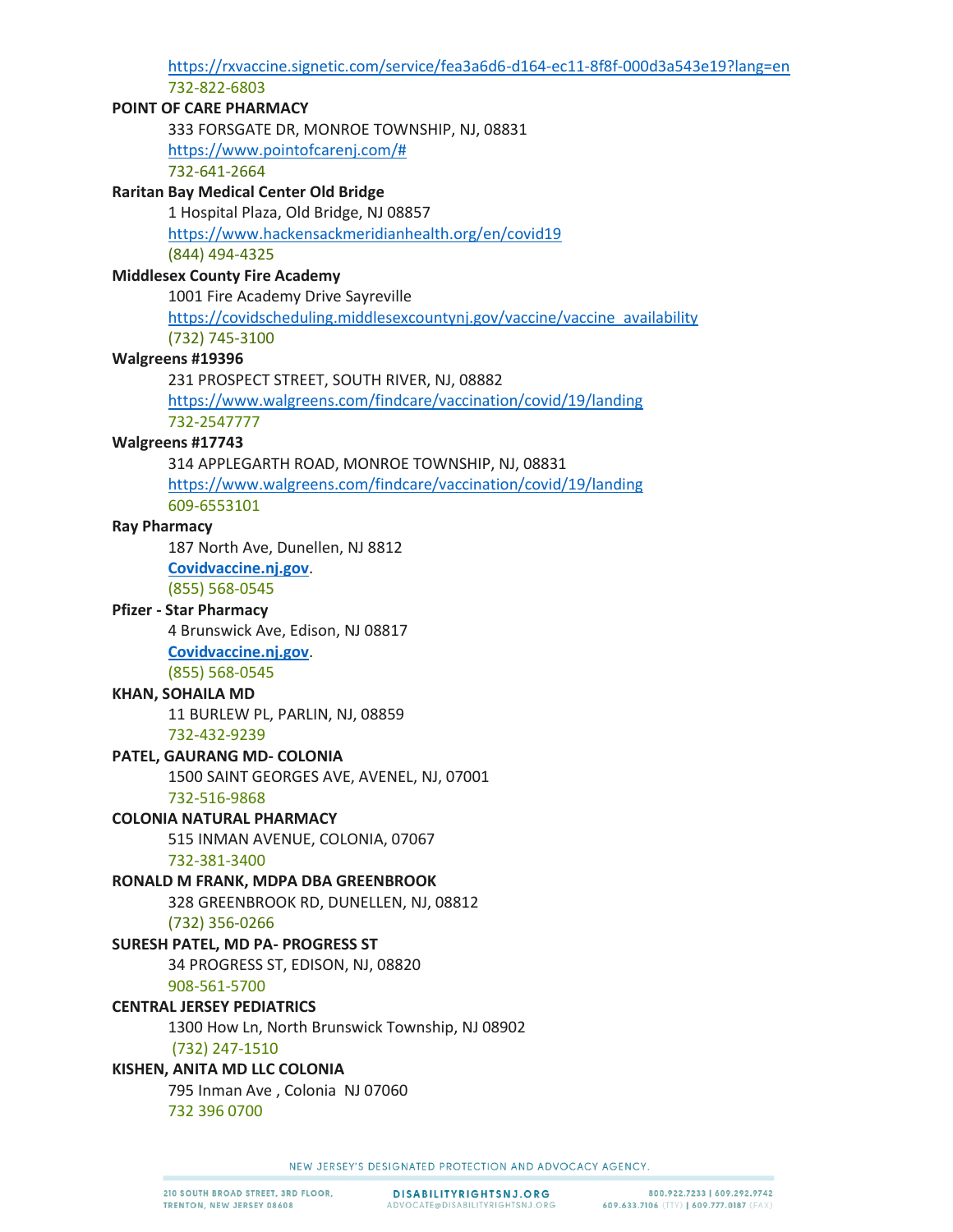https://rxvaccine.signetic.com/service/fea3a6d6-d164-ec11-8f8f-000d3a543e19?lang=en
732-822-6803

**POINT OF CARE PHARMACY**
333 FORSGATE DR, MONROE TOWNSHIP, NJ, 08831
https://www.pointofcarenj.com/#
732-641-2664

**Raritan Bay Medical Center Old Bridge**
1 Hospital Plaza, Old Bridge, NJ 08857
https://www.hackensackmeridianhealth.org/en/covid19
(844) 494-4325

**Middlesex County Fire Academy**
1001 Fire Academy Drive Sayreville
https://covidscheduling.middlesexcountynj.gov/vaccine/vaccine_availability
(732) 745-3100

**Walgreens #19396**
231 PROSPECT STREET, SOUTH RIVER, NJ, 08882
https://www.walgreens.com/findcare/vaccination/covid/19/landing
732-2547777

**Walgreens #17743**
314 APPLEGARTH ROAD, MONROE TOWNSHIP, NJ, 08831
https://www.walgreens.com/findcare/vaccination/covid/19/landing
609-6553101

**Ray Pharmacy**
187 North Ave, Dunellen, NJ 8812
**Covidvaccine.nj.gov**.
(855) 568-0545

**Pfizer - Star Pharmacy**
4 Brunswick Ave, Edison, NJ 08817
**Covidvaccine.nj.gov**.
(855) 568-0545

**KHAN, SOHAILA MD**
11 BURLEW PL, PARLIN, NJ, 08859
732-432-9239

**PATEL, GAURANG MD- COLONIA**
1500 SAINT GEORGES AVE, AVENEL, NJ, 07001
732-516-9868

**COLONIA NATURAL PHARMACY**
515 INMAN AVENUE, COLONIA, 07067
732-381-3400

**RONALD M FRANK, MDPA DBA GREENBROOK**
328 GREENBROOK RD, DUNELLEN, NJ, 08812
(732) 356-0266

**SURESH PATEL, MD PA- PROGRESS ST**
34 PROGRESS ST, EDISON, NJ, 08820
908-561-5700

**CENTRAL JERSEY PEDIATRICS**
1300 How Ln, North Brunswick Township, NJ 08902
(732) 247-1510

**KISHEN, ANITA MD LLC COLONIA**
795 Inman Ave , Colonia NJ 07060
732 396 0700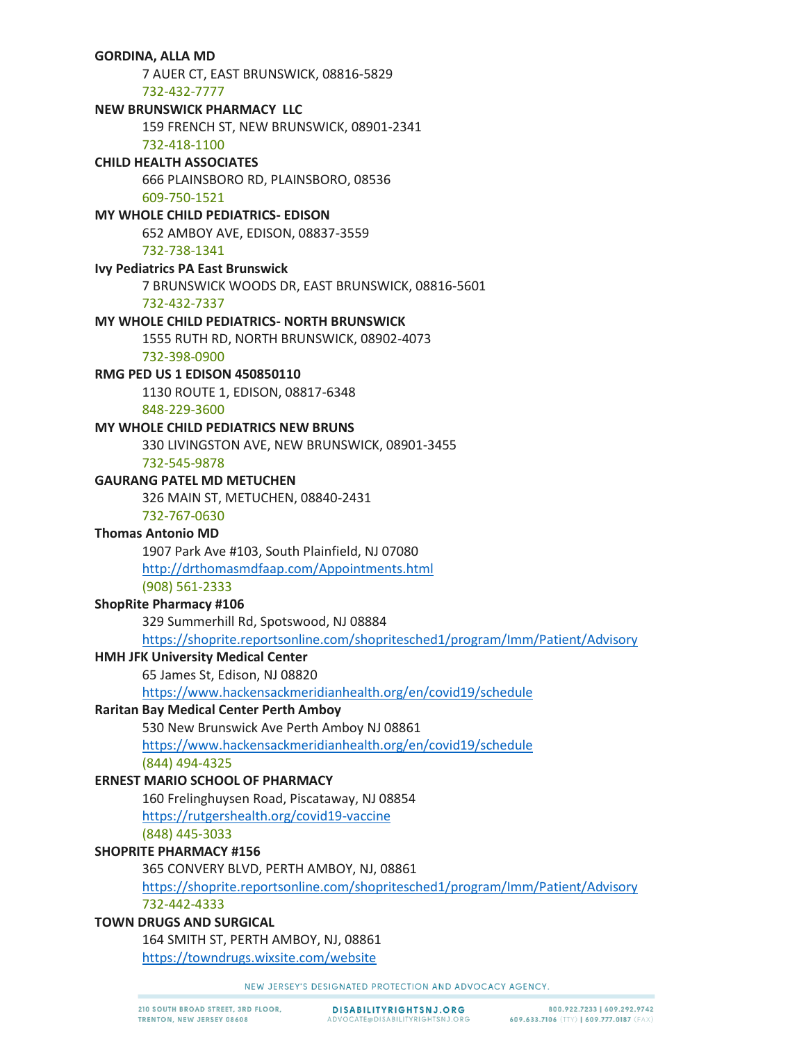**GORDINA, ALLA MD**

7 AUER CT, EAST BRUNSWICK, 08816-5829

732-432-7777

**NEW BRUNSWICK PHARMACY LLC**

159 FRENCH ST, NEW BRUNSWICK, 08901-2341

732-418-1100

**CHILD HEALTH ASSOCIATES**

666 PLAINSBORO RD, PLAINSBORO, 08536

609-750-1521

**MY WHOLE CHILD PEDIATRICS- EDISON**

652 AMBOY AVE, EDISON, 08837-3559

732-738-1341

**Ivy Pediatrics PA East Brunswick**

7 BRUNSWICK WOODS DR, EAST BRUNSWICK, 08816-5601

732-432-7337

**MY WHOLE CHILD PEDIATRICS- NORTH BRUNSWICK**

1555 RUTH RD, NORTH BRUNSWICK, 08902-4073

732-398-0900

**RMG PED US 1 EDISON 450850110**

1130 ROUTE 1, EDISON, 08817-6348

848-229-3600

**MY WHOLE CHILD PEDIATRICS NEW BRUNS**

330 LIVINGSTON AVE, NEW BRUNSWICK, 08901-3455

732-545-9878

**GAURANG PATEL MD METUCHEN**

326 MAIN ST, METUCHEN, 08840-2431

732-767-0630

**Thomas Antonio MD**

1907 Park Ave #103, South Plainfield, NJ 07080

http://drthomasmdfaap.com/Appointments.html

(908) 561-2333

**ShopRite Pharmacy #106**

329 Summerhill Rd, Spotswood, NJ 08884

https://shoprite.reportsonline.com/shopritesched1/program/Imm/Patient/Advisory

**HMH JFK University Medical Center**

65 James St, Edison, NJ 08820

https://www.hackensackmeridianhealth.org/en/covid19/schedule

**Raritan Bay Medical Center Perth Amboy**

530 New Brunswick Ave Perth Amboy NJ 08861

https://www.hackensackmeridianhealth.org/en/covid19/schedule

(844) 494-4325

**ERNEST MARIO SCHOOL OF PHARMACY**

160 Frelinghuysen Road, Piscataway, NJ 08854

https://rutgershealth.org/covid19-vaccine

(848) 445-3033

**SHOPRITE PHARMACY #156**

365 CONVERY BLVD, PERTH AMBOY, NJ, 08861

https://shoprite.reportsonline.com/shopritesched1/program/Imm/Patient/Advisory

732-442-4333

**TOWN DRUGS AND SURGICAL**

164 SMITH ST, PERTH AMBOY, NJ, 08861

https://towndrugs.wixsite.com/website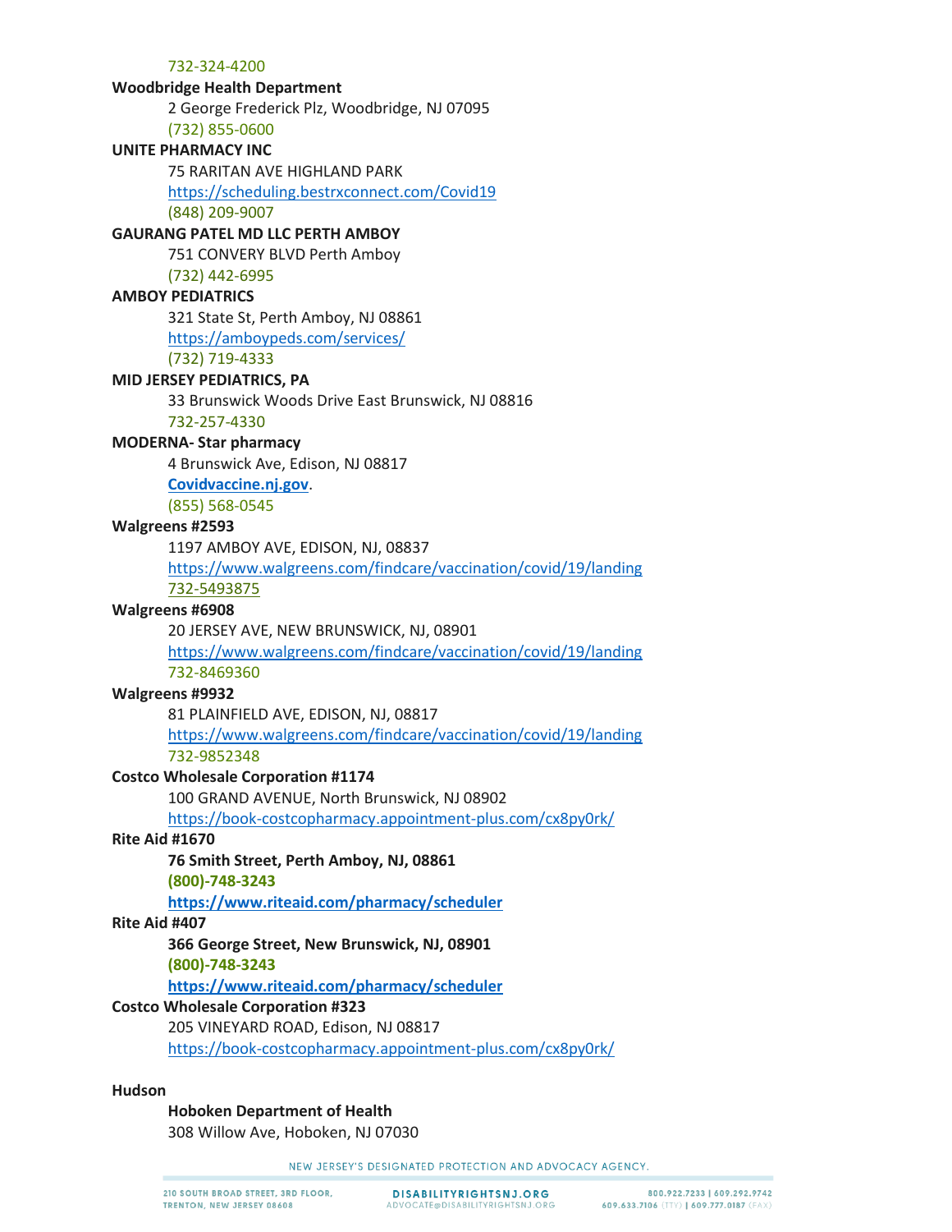732-324-4200

**Woodbridge Health Department**

2 George Frederick Plz, Woodbridge, NJ 07095
(732) 855-0600

**UNITE PHARMACY INC**

75 RARITAN AVE HIGHLAND PARK
https://scheduling.bestrxconnect.com/Covid19
(848) 209-9007

**GAURANG PATEL MD LLC PERTH AMBOY**

751 CONVERY BLVD Perth Amboy
(732) 442-6995

**AMBOY PEDIATRICS**

321 State St, Perth Amboy, NJ 08861
https://amboypeds.com/services/
(732) 719-4333

**MID JERSEY PEDIATRICS, PA**

33 Brunswick Woods Drive East Brunswick, NJ 08816
732-257-4330

**MODERNA- Star pharmacy**

4 Brunswick Ave, Edison, NJ 08817
**Covidvaccine.nj.gov**.
(855) 568-0545

**Walgreens #2593**

1197 AMBOY AVE, EDISON, NJ, 08837
https://www.walgreens.com/findcare/vaccination/covid/19/landing
732-5493875

**Walgreens #6908**

20 JERSEY AVE, NEW BRUNSWICK, NJ, 08901
https://www.walgreens.com/findcare/vaccination/covid/19/landing
732-8469360

**Walgreens #9932**

81 PLAINFIELD AVE, EDISON, NJ, 08817
https://www.walgreens.com/findcare/vaccination/covid/19/landing
732-9852348

**Costco Wholesale Corporation #1174**

100 GRAND AVENUE, North Brunswick, NJ 08902
https://book-costcopharmacy.appointment-plus.com/cx8py0rk/

**Rite Aid #1670**

**76 Smith Street, Perth Amboy, NJ, 08861**
**(800)-748-3243**
**https://www.riteaid.com/pharmacy/scheduler**

**Rite Aid #407**

**366 George Street, New Brunswick, NJ, 08901**
**(800)-748-3243**
**https://www.riteaid.com/pharmacy/scheduler**

**Costco Wholesale Corporation #323**

205 VINEYARD ROAD, Edison, NJ 08817
https://book-costcopharmacy.appointment-plus.com/cx8py0rk/

**Hudson**

**Hoboken Department of Health**

308 Willow Ave, Hoboken, NJ 07030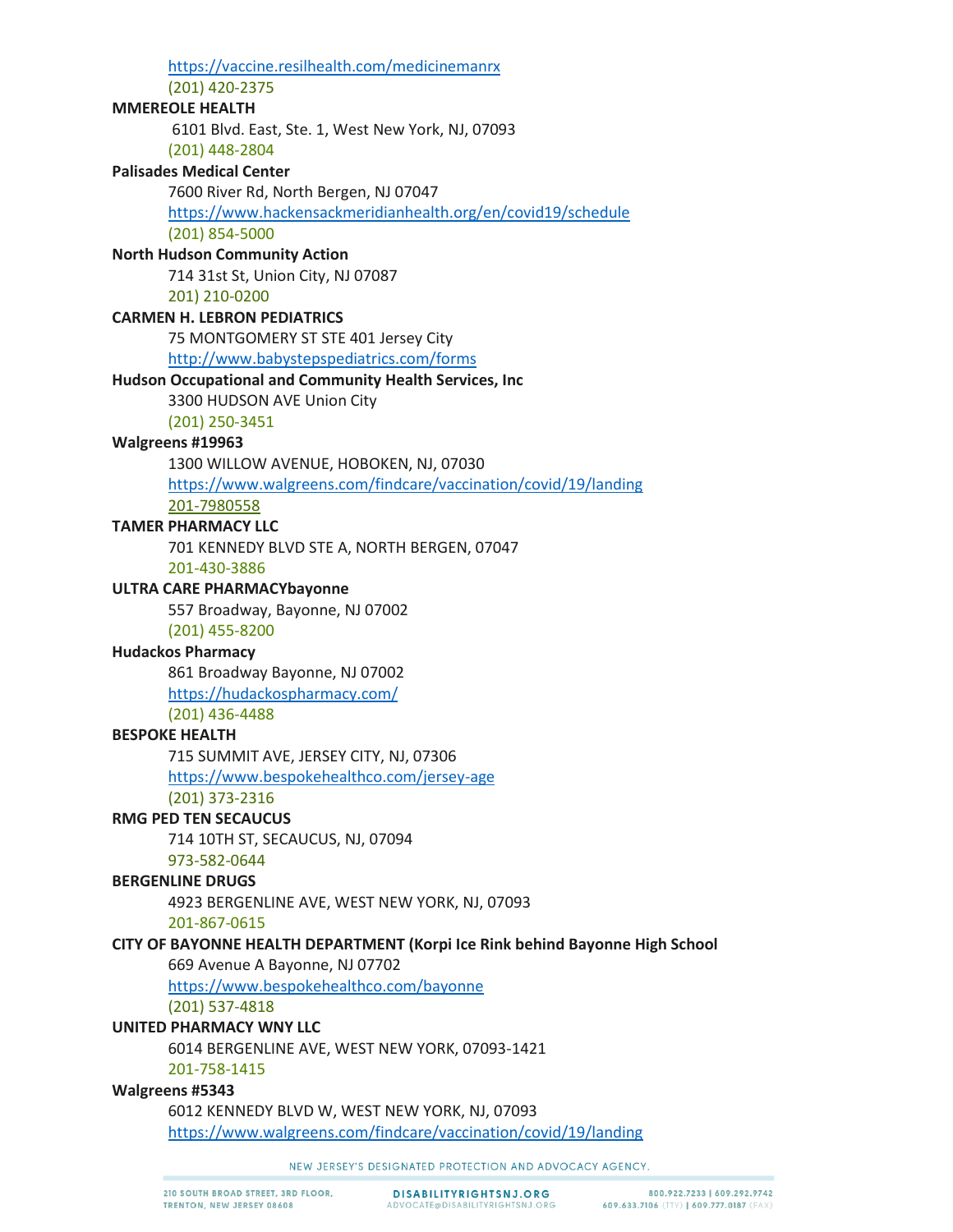https://vaccine.resilhealth.com/medicinemanrx
(201) 420-2375

**MMEREOLE HEALTH**

6101 Blvd. East, Ste. 1, West New York, NJ, 07093
(201) 448-2804

**Palisades Medical Center**

7600 River Rd, North Bergen, NJ 07047
https://www.hackensackmeridianhealth.org/en/covid19/schedule
(201) 854-5000

**North Hudson Community Action**

714 31st St, Union City, NJ 07087
201) 210-0200

**CARMEN H. LEBRON PEDIATRICS**

75 MONTGOMERY ST STE 401 Jersey City
http://www.babystepspediatrics.com/forms

**Hudson Occupational and Community Health Services, Inc**

3300 HUDSON AVE Union City
(201) 250-3451

**Walgreens #19963**

1300 WILLOW AVENUE, HOBOKEN, NJ, 07030
https://www.walgreens.com/findcare/vaccination/covid/19/landing
201-7980558

**TAMER PHARMACY LLC**

701 KENNEDY BLVD STE A, NORTH BERGEN, 07047
201-430-3886

**ULTRA CARE PHARMACYbayonne**

557 Broadway, Bayonne, NJ 07002
(201) 455-8200

**Hudackos Pharmacy**

861 Broadway Bayonne, NJ 07002
https://hudackospharmacy.com/
(201) 436-4488

**BESPOKE HEALTH**

715 SUMMIT AVE, JERSEY CITY, NJ, 07306
https://www.bespokehealthco.com/jersey-age
(201) 373-2316

**RMG PED TEN SECAUCUS**

714 10TH ST, SECAUCUS, NJ, 07094
973-582-0644

**BERGENLINE DRUGS**

4923 BERGENLINE AVE, WEST NEW YORK, NJ, 07093
201-867-0615

**CITY OF BAYONNE HEALTH DEPARTMENT (Korpi Ice Rink behind Bayonne High School**

669 Avenue A Bayonne, NJ 07702
https://www.bespokehealthco.com/bayonne
(201) 537-4818

**UNITED PHARMACY WNY LLC**

6014 BERGENLINE AVE, WEST NEW YORK, 07093-1421
201-758-1415

**Walgreens #5343**

6012 KENNEDY BLVD W, WEST NEW YORK, NJ, 07093
https://www.walgreens.com/findcare/vaccination/covid/19/landing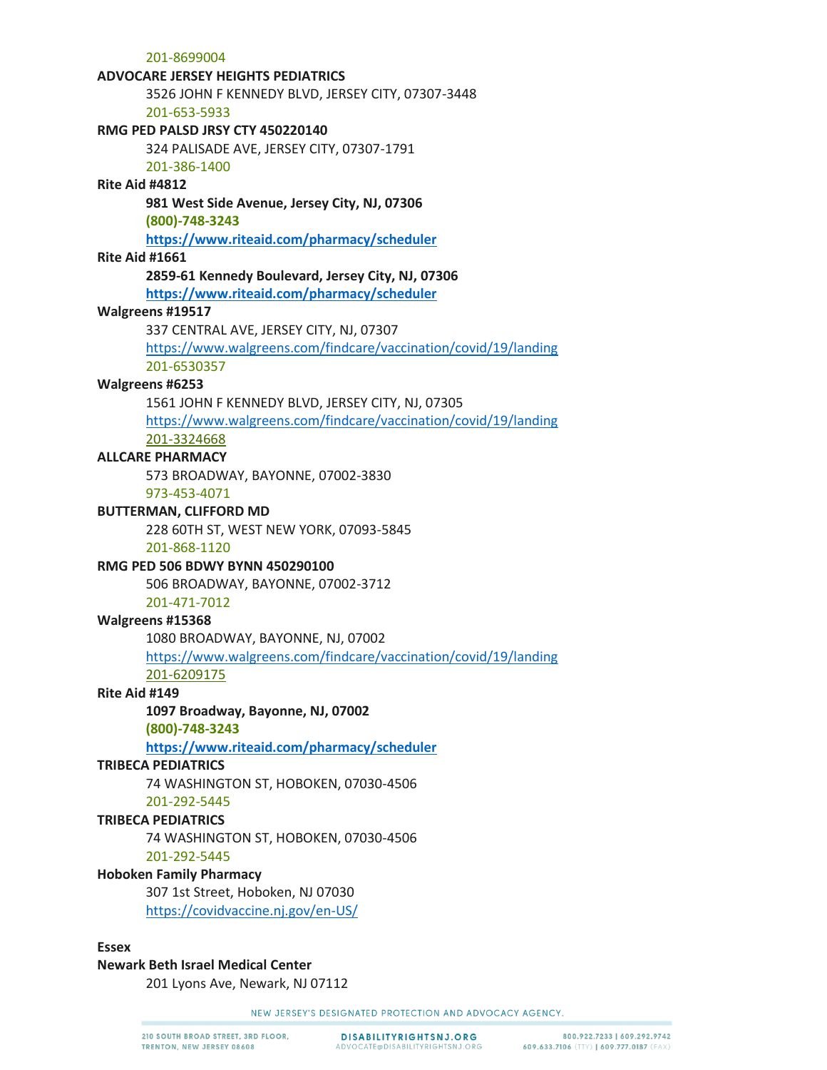201-8699004

**ADVOCARE JERSEY HEIGHTS PEDIATRICS**

3526 JOHN F KENNEDY BLVD, JERSEY CITY, 07307-3448
201-653-5933

**RMG PED PALSD JRSY CTY 450220140**

324 PALISADE AVE, JERSEY CITY, 07307-1791
201-386-1400

**Rite Aid #4812**

**981 West Side Avenue, Jersey City, NJ, 07306**
**(800)-748-3243**
**https://www.riteaid.com/pharmacy/scheduler**

**Rite Aid #1661**

**2859-61 Kennedy Boulevard, Jersey City, NJ, 07306**
**https://www.riteaid.com/pharmacy/scheduler**

**Walgreens #19517**

337 CENTRAL AVE, JERSEY CITY, NJ, 07307
https://www.walgreens.com/findcare/vaccination/covid/19/landing
201-6530357

**Walgreens #6253**

1561 JOHN F KENNEDY BLVD, JERSEY CITY, NJ, 07305
https://www.walgreens.com/findcare/vaccination/covid/19/landing
201-3324668

**ALLCARE PHARMACY**

573 BROADWAY, BAYONNE, 07002-3830
973-453-4071

**BUTTERMAN, CLIFFORD MD**

228 60TH ST, WEST NEW YORK, 07093-5845
201-868-1120

**RMG PED 506 BDWY BYNN 450290100**

506 BROADWAY, BAYONNE, 07002-3712
201-471-7012

**Walgreens #15368**

1080 BROADWAY, BAYONNE, NJ, 07002
https://www.walgreens.com/findcare/vaccination/covid/19/landing
201-6209175

**Rite Aid #149**

**1097 Broadway, Bayonne, NJ, 07002**
**(800)-748-3243**
**https://www.riteaid.com/pharmacy/scheduler**

**TRIBECA PEDIATRICS**

74 WASHINGTON ST, HOBOKEN, 07030-4506
201-292-5445

**TRIBECA PEDIATRICS**

74 WASHINGTON ST, HOBOKEN, 07030-4506
201-292-5445

**Hoboken Family Pharmacy**

307 1st Street, Hoboken, NJ 07030
https://covidvaccine.nj.gov/en-US/

**Essex**

**Newark Beth Israel Medical Center**

201 Lyons Ave, Newark, NJ 07112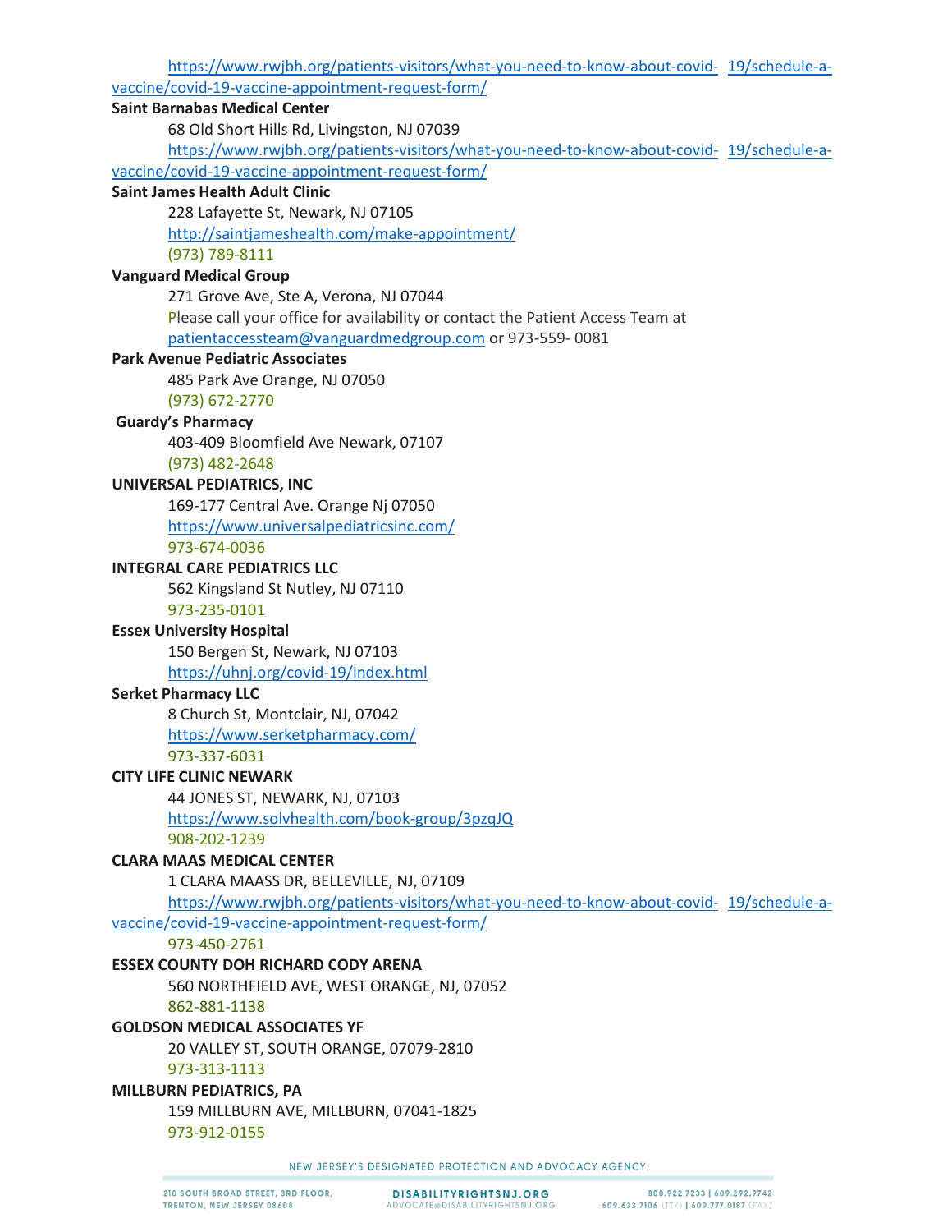https://www.rwjbh.org/patients-visitors/what-you-need-to-know-about-covid-19/schedule-a-vaccine/covid-19-vaccine-appointment-request-form/

**Saint Barnabas Medical Center**

68 Old Short Hills Rd, Livingston, NJ 07039

https://www.rwjbh.org/patients-visitors/what-you-need-to-know-about-covid-19/schedule-a-vaccine/covid-19-vaccine-appointment-request-form/

**Saint James Health Adult Clinic**

228 Lafayette St, Newark, NJ 07105

http://saintjameshealth.com/make-appointment/

(973) 789-8111

**Vanguard Medical Group**

271 Grove Ave, Ste A, Verona, NJ 07044

Please call your office for availability or contact the Patient Access Team at patientaccessteam@vanguardmedgroup.com or 973-559- 0081

**Park Avenue Pediatric Associates**

485 Park Ave Orange, NJ 07050

(973) 672-2770

**Guardy's Pharmacy**

403-409 Bloomfield Ave Newark, 07107

(973) 482-2648

**UNIVERSAL PEDIATRICS, INC**

169-177 Central Ave. Orange Nj 07050

https://www.universalpediatricsinc.com/

973-674-0036

**INTEGRAL CARE PEDIATRICS LLC**

562 Kingsland St Nutley, NJ 07110

973-235-0101

**Essex University Hospital**

150 Bergen St, Newark, NJ 07103

https://uhnj.org/covid-19/index.html

**Serket Pharmacy LLC**

8 Church St, Montclair, NJ, 07042

https://www.serketpharmacy.com/

973-337-6031

**CITY LIFE CLINIC NEWARK**

44 JONES ST, NEWARK, NJ, 07103

https://www.solvhealth.com/book-group/3pzqJQ

908-202-1239

**CLARA MAAS MEDICAL CENTER**

1 CLARA MAASS DR, BELLEVILLE, NJ, 07109

https://www.rwjbh.org/patients-visitors/what-you-need-to-know-about-covid-19/schedule-a-vaccine/covid-19-vaccine-appointment-request-form/

973-450-2761

**ESSEX COUNTY DOH RICHARD CODY ARENA**

560 NORTHFIELD AVE, WEST ORANGE, NJ, 07052

862-881-1138

**GOLDSON MEDICAL ASSOCIATES YF**

20 VALLEY ST, SOUTH ORANGE, 07079-2810

973-313-1113

**MILLBURN PEDIATRICS, PA**

159 MILLBURN AVE, MILLBURN, 07041-1825

973-912-0155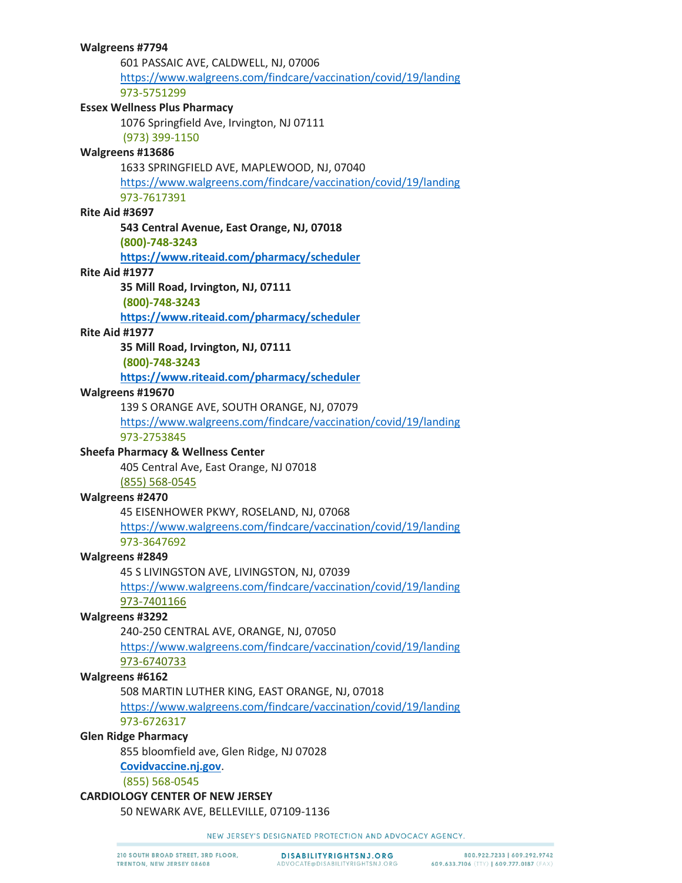**Walgreens #7794**

601 PASSAIC AVE, CALDWELL, NJ, 07006
https://www.walgreens.com/findcare/vaccination/covid/19/landing
973-5751299

**Essex Wellness Plus Pharmacy**

1076 Springfield Ave, Irvington, NJ 07111
(973) 399-1150

**Walgreens #13686**

1633 SPRINGFIELD AVE, MAPLEWOOD, NJ, 07040
https://www.walgreens.com/findcare/vaccination/covid/19/landing
973-7617391

**Rite Aid #3697**

**543 Central Avenue, East Orange, NJ, 07018**
**(800)-748-3243**
**https://www.riteaid.com/pharmacy/scheduler**

**Rite Aid #1977**

**35 Mill Road, Irvington, NJ, 07111**
**(800)-748-3243**
**https://www.riteaid.com/pharmacy/scheduler**

**Rite Aid #1977**

**35 Mill Road, Irvington, NJ, 07111**
**(800)-748-3243**
**https://www.riteaid.com/pharmacy/scheduler**

**Walgreens #19670**

139 S ORANGE AVE, SOUTH ORANGE, NJ, 07079
https://www.walgreens.com/findcare/vaccination/covid/19/landing
973-2753845

**Sheefa Pharmacy & Wellness Center**

405 Central Ave, East Orange, NJ 07018
(855) 568-0545

**Walgreens #2470**

45 EISENHOWER PKWY, ROSELAND, NJ, 07068
https://www.walgreens.com/findcare/vaccination/covid/19/landing
973-3647692

**Walgreens #2849**

45 S LIVINGSTON AVE, LIVINGSTON, NJ, 07039
https://www.walgreens.com/findcare/vaccination/covid/19/landing
973-7401166

**Walgreens #3292**

240-250 CENTRAL AVE, ORANGE, NJ, 07050
https://www.walgreens.com/findcare/vaccination/covid/19/landing
973-6740733

**Walgreens #6162**

508 MARTIN LUTHER KING, EAST ORANGE, NJ, 07018
https://www.walgreens.com/findcare/vaccination/covid/19/landing
973-6726317

**Glen Ridge Pharmacy**

855 bloomfield ave, Glen Ridge, NJ 07028
**Covidvaccine.nj.gov**.
(855) 568-0545

**CARDIOLOGY CENTER OF NEW JERSEY**

50 NEWARK AVE, BELLEVILLE, 07109-1136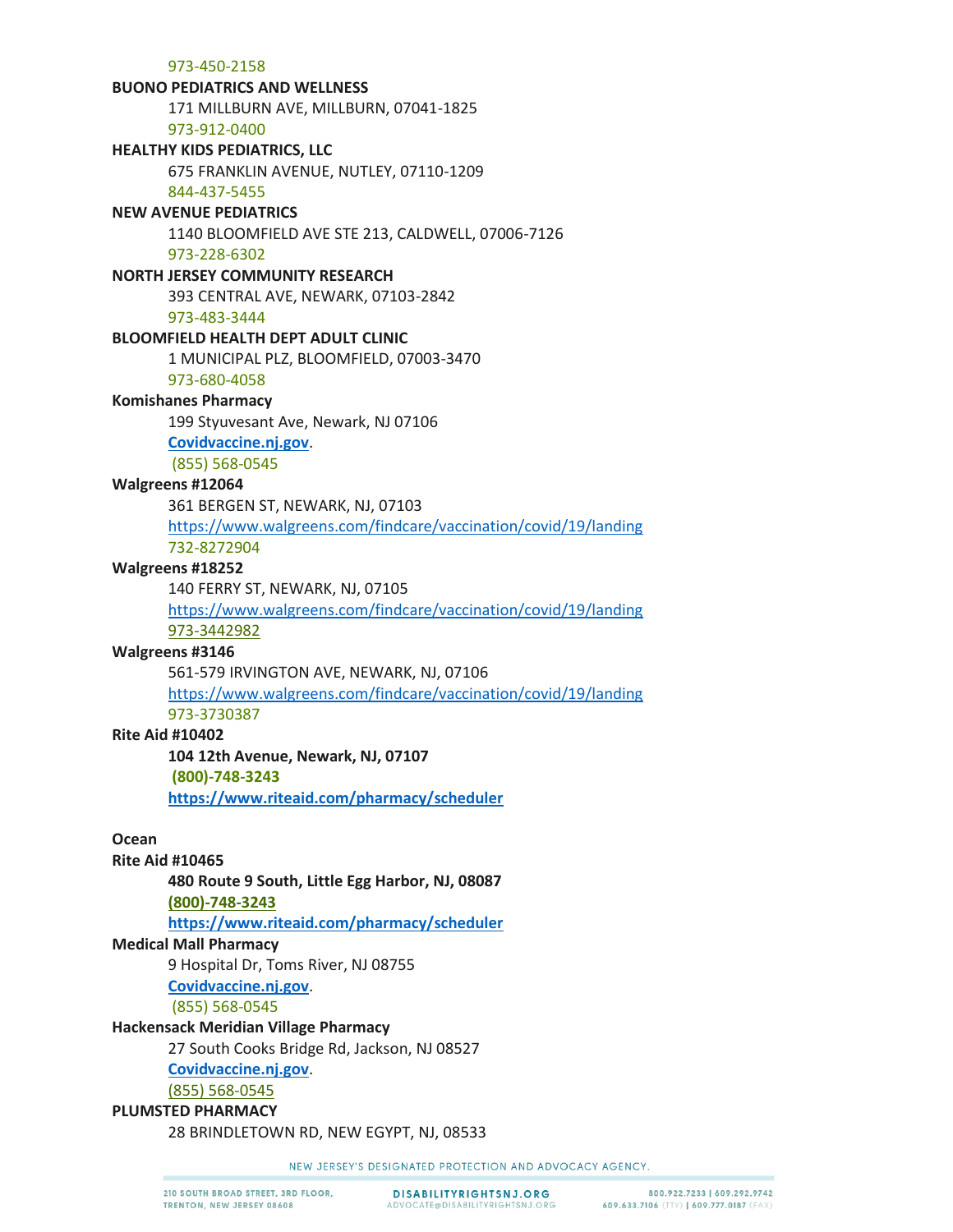973-450-2158

**BUONO PEDIATRICS AND WELLNESS**

171 MILLBURN AVE, MILLBURN, 07041-1825

973-912-0400

**HEALTHY KIDS PEDIATRICS, LLC**

675 FRANKLIN AVENUE, NUTLEY, 07110-1209

844-437-5455

**NEW AVENUE PEDIATRICS**

1140 BLOOMFIELD AVE STE 213, CALDWELL, 07006-7126

973-228-6302

**NORTH JERSEY COMMUNITY RESEARCH**

393 CENTRAL AVE, NEWARK, 07103-2842

973-483-3444

**BLOOMFIELD HEALTH DEPT ADULT CLINIC**

1 MUNICIPAL PLZ, BLOOMFIELD, 07003-3470

973-680-4058

**Komishanes Pharmacy**

199 Styuvesant Ave, Newark, NJ 07106

**Covidvaccine.nj.gov**.

(855) 568-0545

**Walgreens #12064**

361 BERGEN ST, NEWARK, NJ, 07103

https://www.walgreens.com/findcare/vaccination/covid/19/landing

732-8272904

**Walgreens #18252**

140 FERRY ST, NEWARK, NJ, 07105

https://www.walgreens.com/findcare/vaccination/covid/19/landing

973-3442982

**Walgreens #3146**

561-579 IRVINGTON AVE, NEWARK, NJ, 07106

https://www.walgreens.com/findcare/vaccination/covid/19/landing

973-3730387

**Rite Aid #10402**

**104 12th Avenue, Newark, NJ, 07107**

**(800)-748-3243**

**https://www.riteaid.com/pharmacy/scheduler**

**Ocean**

**Rite Aid #10465**

**480 Route 9 South, Little Egg Harbor, NJ, 08087**

**(800)-748-3243**

**https://www.riteaid.com/pharmacy/scheduler**

**Medical Mall Pharmacy**

9 Hospital Dr, Toms River, NJ 08755

**Covidvaccine.nj.gov**.

(855) 568-0545

**Hackensack Meridian Village Pharmacy**

27 South Cooks Bridge Rd, Jackson, NJ 08527

**Covidvaccine.nj.gov**.

(855) 568-0545

**PLUMSTED PHARMACY**

28 BRINDLETOWN RD, NEW EGYPT, NJ, 08533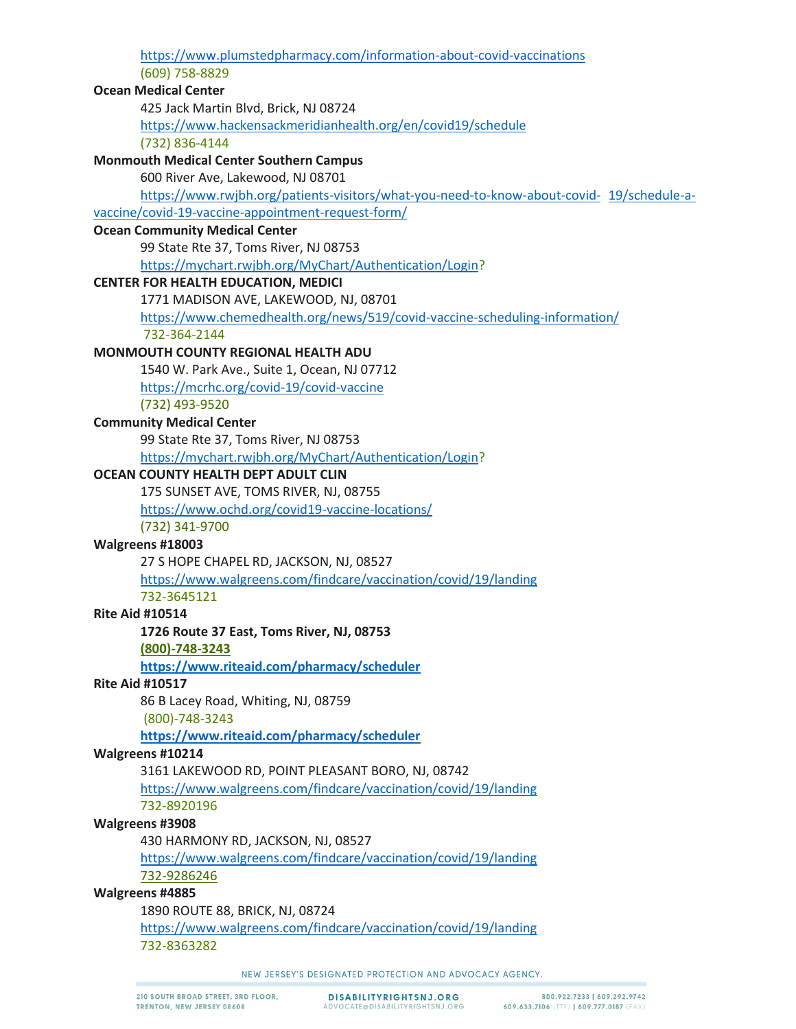https://www.plumstedpharmacy.com/information-about-covid-vaccinations
(609) 758-8829

**Ocean Medical Center**
425 Jack Martin Blvd, Brick, NJ 08724
https://www.hackensackmeridianhealth.org/en/covid19/schedule
(732) 836-4144

**Monmouth Medical Center Southern Campus**
600 River Ave, Lakewood, NJ 08701
https://www.rwjbh.org/patients-visitors/what-you-need-to-know-about-covid- 19/schedule-a-vaccine/covid-19-vaccine-appointment-request-form/

**Ocean Community Medical Center**
99 State Rte 37, Toms River, NJ 08753
https://mychart.rwjbh.org/MyChart/Authentication/Login?

**CENTER FOR HEALTH EDUCATION, MEDICI**
1771 MADISON AVE, LAKEWOOD, NJ, 08701
https://www.chemedhealth.org/news/519/covid-vaccine-scheduling-information/
732-364-2144

**MONMOUTH COUNTY REGIONAL HEALTH ADU**
1540 W. Park Ave., Suite 1, Ocean, NJ 07712
https://mcrhc.org/covid-19/covid-vaccine
(732) 493-9520

**Community Medical Center**
99 State Rte 37, Toms River, NJ 08753
https://mychart.rwjbh.org/MyChart/Authentication/Login?

**OCEAN COUNTY HEALTH DEPT ADULT CLIN**
175 SUNSET AVE, TOMS RIVER, NJ, 08755
https://www.ochd.org/covid19-vaccine-locations/
(732) 341-9700

**Walgreens #18003**
27 S HOPE CHAPEL RD, JACKSON, NJ, 08527
https://www.walgreens.com/findcare/vaccination/covid/19/landing
732-3645121

**Rite Aid #10514**
**1726 Route 37 East, Toms River, NJ, 08753**
**(800)-748-3243**
**https://www.riteaid.com/pharmacy/scheduler**

**Rite Aid #10517**
86 B Lacey Road, Whiting, NJ, 08759
(800)-748-3243
**https://www.riteaid.com/pharmacy/scheduler**

**Walgreens #10214**
3161 LAKEWOOD RD, POINT PLEASANT BORO, NJ, 08742
https://www.walgreens.com/findcare/vaccination/covid/19/landing
732-8920196

**Walgreens #3908**
430 HARMONY RD, JACKSON, NJ, 08527
https://www.walgreens.com/findcare/vaccination/covid/19/landing
732-9286246

**Walgreens #4885**
1890 ROUTE 88, BRICK, NJ, 08724
https://www.walgreens.com/findcare/vaccination/covid/19/landing
732-8363282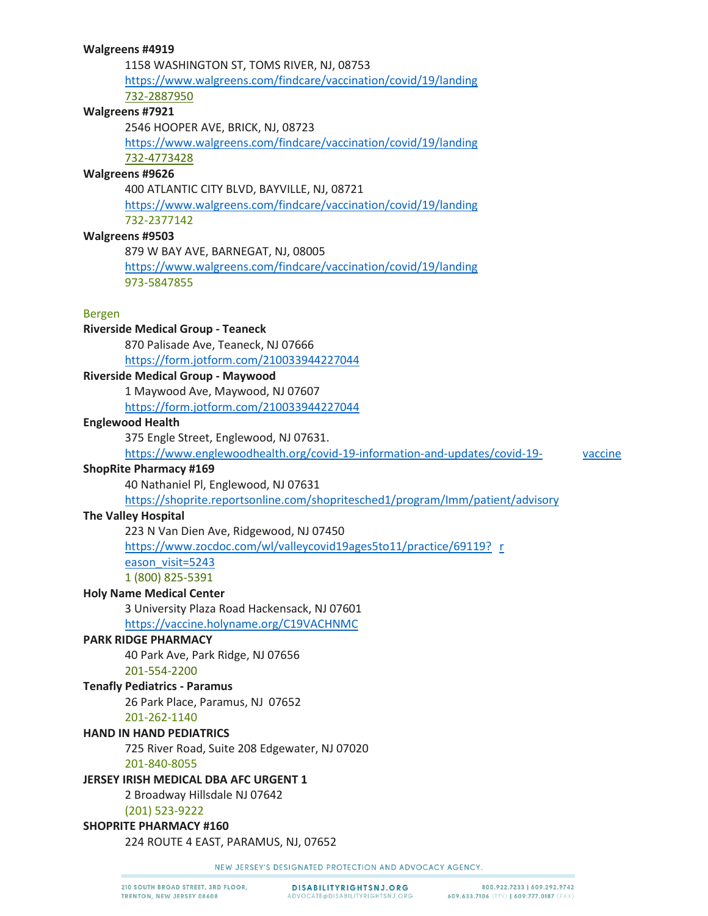**Walgreens #4919**

1158 WASHINGTON ST, TOMS RIVER, NJ, 08753
https://www.walgreens.com/findcare/vaccination/covid/19/landing
732-2887950

**Walgreens #7921**

2546 HOOPER AVE, BRICK, NJ, 08723
https://www.walgreens.com/findcare/vaccination/covid/19/landing
732-4773428

**Walgreens #9626**

400 ATLANTIC CITY BLVD, BAYVILLE, NJ, 08721
https://www.walgreens.com/findcare/vaccination/covid/19/landing
732-2377142

**Walgreens #9503**

879 W BAY AVE, BARNEGAT, NJ, 08005
https://www.walgreens.com/findcare/vaccination/covid/19/landing
973-5847855

## Bergen

**Riverside Medical Group - Teaneck**

870 Palisade Ave, Teaneck, NJ 07666
https://form.jotform.com/210033944227044

**Riverside Medical Group - Maywood**

1 Maywood Ave, Maywood, NJ 07607
https://form.jotform.com/210033944227044

**Englewood Health**

375 Engle Street, Englewood, NJ 07631.
https://www.englewoodhealth.org/covid-19-information-and-updates/covid-19-vaccine

**ShopRite Pharmacy #169**

40 Nathaniel Pl, Englewood, NJ 07631
https://shoprite.reportsonline.com/shopritesched1/program/Imm/patient/advisory

**The Valley Hospital**

223 N Van Dien Ave, Ridgewood, NJ 07450
https://www.zocdoc.com/wl/valleycovid19ages5to11/practice/69119?reason_visit=5243
1 (800) 825-5391

**Holy Name Medical Center**

3 University Plaza Road Hackensack, NJ 07601
https://vaccine.holyname.org/C19VACHNMC

**PARK RIDGE PHARMACY**

40 Park Ave, Park Ridge, NJ 07656
201-554-2200

**Tenafly Pediatrics - Paramus**

26 Park Place, Paramus, NJ 07652
201-262-1140

**HAND IN HAND PEDIATRICS**

725 River Road, Suite 208 Edgewater, NJ 07020
201-840-8055

**JERSEY IRISH MEDICAL DBA AFC URGENT 1**

2 Broadway Hillsdale NJ 07642
(201) 523-9222

**SHOPRITE PHARMACY #160**

224 ROUTE 4 EAST, PARAMUS, NJ, 07652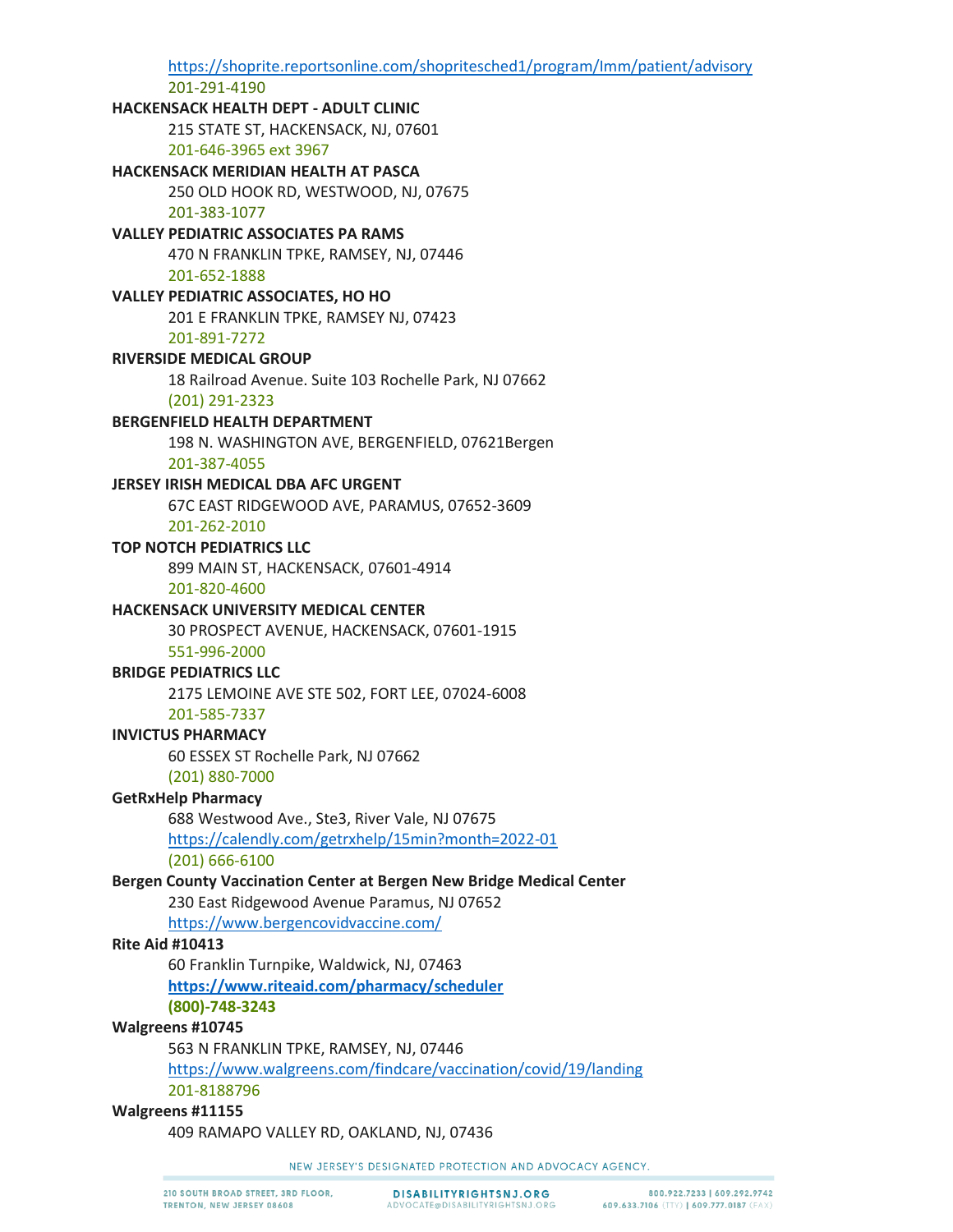https://shoprite.reportsonline.com/shopritesched1/program/Imm/patient/advisory
201-291-4190

**HACKENSACK HEALTH DEPT - ADULT CLINIC**
215 STATE ST, HACKENSACK, NJ, 07601
201-646-3965 ext 3967

**HACKENSACK MERIDIAN HEALTH AT PASCA**
250 OLD HOOK RD, WESTWOOD, NJ, 07675
201-383-1077

**VALLEY PEDIATRIC ASSOCIATES PA RAMS**
470 N FRANKLIN TPKE, RAMSEY, NJ, 07446
201-652-1888

**VALLEY PEDIATRIC ASSOCIATES, HO HO**
201 E FRANKLIN TPKE, RAMSEY NJ, 07423
201-891-7272

**RIVERSIDE MEDICAL GROUP**
18 Railroad Avenue. Suite 103 Rochelle Park, NJ 07662
(201) 291-2323

**BERGENFIELD HEALTH DEPARTMENT**
198 N. WASHINGTON AVE, BERGENFIELD, 07621Bergen
201-387-4055

**JERSEY IRISH MEDICAL DBA AFC URGENT**
67C EAST RIDGEWOOD AVE, PARAMUS, 07652-3609
201-262-2010

**TOP NOTCH PEDIATRICS LLC**
899 MAIN ST, HACKENSACK, 07601-4914
201-820-4600

**HACKENSACK UNIVERSITY MEDICAL CENTER**
30 PROSPECT AVENUE, HACKENSACK, 07601-1915
551-996-2000

**BRIDGE PEDIATRICS LLC**
2175 LEMOINE AVE STE 502, FORT LEE, 07024-6008
201-585-7337

**INVICTUS PHARMACY**
60 ESSEX ST Rochelle Park, NJ 07662
(201) 880-7000

**GetRxHelp Pharmacy**
688 Westwood Ave., Ste3, River Vale, NJ 07675
https://calendly.com/getrxhelp/15min?month=2022-01
(201) 666-6100

**Bergen County Vaccination Center at Bergen New Bridge Medical Center**
230 East Ridgewood Avenue Paramus, NJ 07652
https://www.bergencovidvaccine.com/

**Rite Aid #10413**
60 Franklin Turnpike, Waldwick, NJ, 07463
**https://www.riteaid.com/pharmacy/scheduler**
**(800)-748-3243**

**Walgreens #10745**
563 N FRANKLIN TPKE, RAMSEY, NJ, 07446
https://www.walgreens.com/findcare/vaccination/covid/19/landing
201-8188796

**Walgreens #11155**
409 RAMAPO VALLEY RD, OAKLAND, NJ, 07436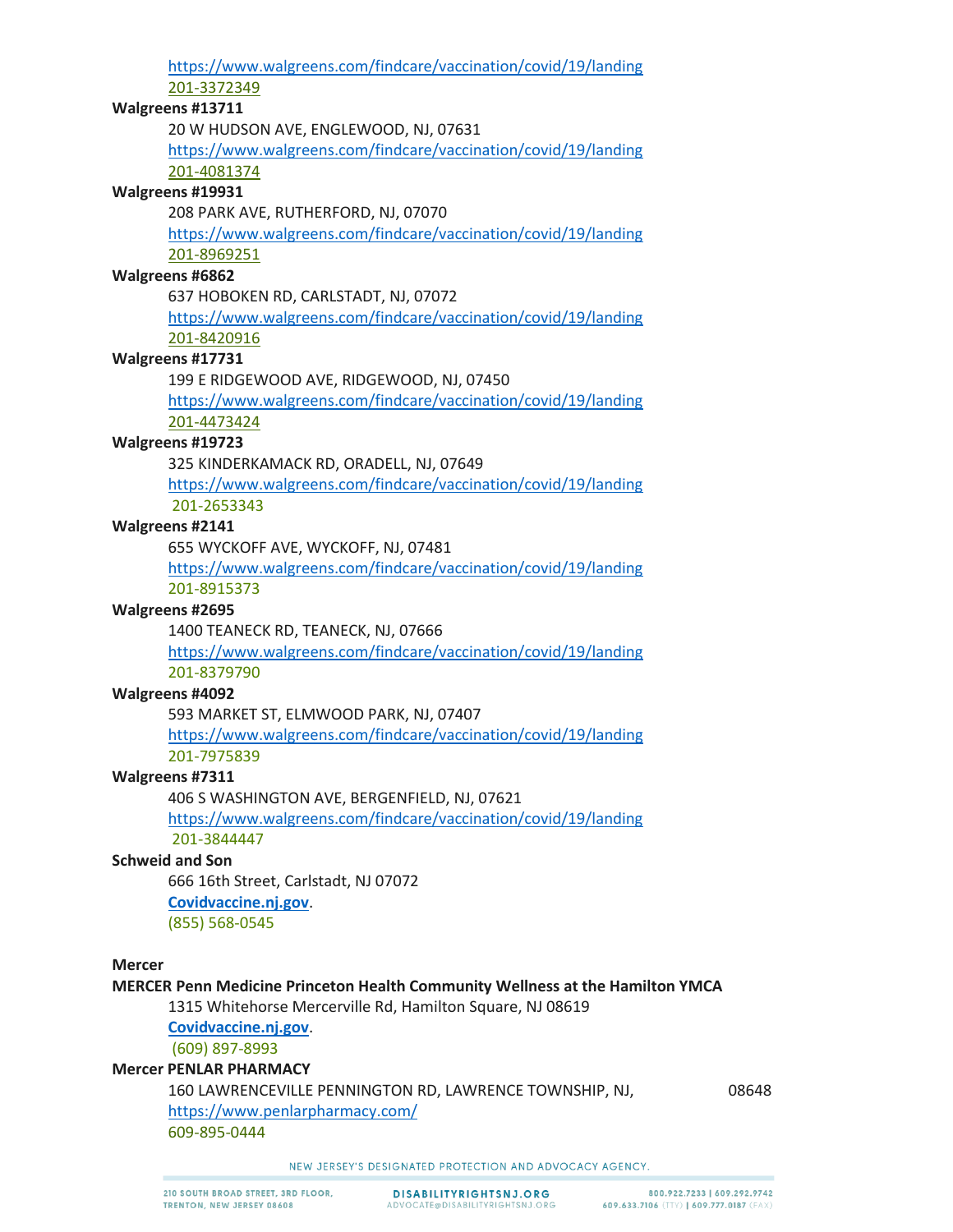https://www.walgreens.com/findcare/vaccination/covid/19/landing
201-3372349

**Walgreens #13711**

20 W HUDSON AVE, ENGLEWOOD, NJ, 07631
https://www.walgreens.com/findcare/vaccination/covid/19/landing
201-4081374

**Walgreens #19931**

208 PARK AVE, RUTHERFORD, NJ, 07070
https://www.walgreens.com/findcare/vaccination/covid/19/landing
201-8969251

**Walgreens #6862**

637 HOBOKEN RD, CARLSTADT, NJ, 07072
https://www.walgreens.com/findcare/vaccination/covid/19/landing
201-8420916

**Walgreens #17731**

199 E RIDGEWOOD AVE, RIDGEWOOD, NJ, 07450
https://www.walgreens.com/findcare/vaccination/covid/19/landing
201-4473424

**Walgreens #19723**

325 KINDERKAMACK RD, ORADELL, NJ, 07649
https://www.walgreens.com/findcare/vaccination/covid/19/landing
201-2653343

**Walgreens #2141**

655 WYCKOFF AVE, WYCKOFF, NJ, 07481
https://www.walgreens.com/findcare/vaccination/covid/19/landing
201-8915373

**Walgreens #2695**

1400 TEANECK RD, TEANECK, NJ, 07666
https://www.walgreens.com/findcare/vaccination/covid/19/landing
201-8379790

**Walgreens #4092**

593 MARKET ST, ELMWOOD PARK, NJ, 07407
https://www.walgreens.com/findcare/vaccination/covid/19/landing
201-7975839

**Walgreens #7311**

406 S WASHINGTON AVE, BERGENFIELD, NJ, 07621
https://www.walgreens.com/findcare/vaccination/covid/19/landing
201-3844447

**Schweid and Son**

666 16th Street, Carlstadt, NJ 07072
**Covidvaccine.nj.gov**.
(855) 568-0545

**Mercer**

**MERCER Penn Medicine Princeton Health Community Wellness at the Hamilton YMCA**

1315 Whitehorse Mercerville Rd, Hamilton Square, NJ 08619
**Covidvaccine.nj.gov**.
(609) 897-8993

**Mercer PENLAR PHARMACY**

160 LAWRENCEVILLE PENNINGTON RD, LAWRENCE TOWNSHIP, NJ, 08648
https://www.penlarpharmacy.com/
609-895-0444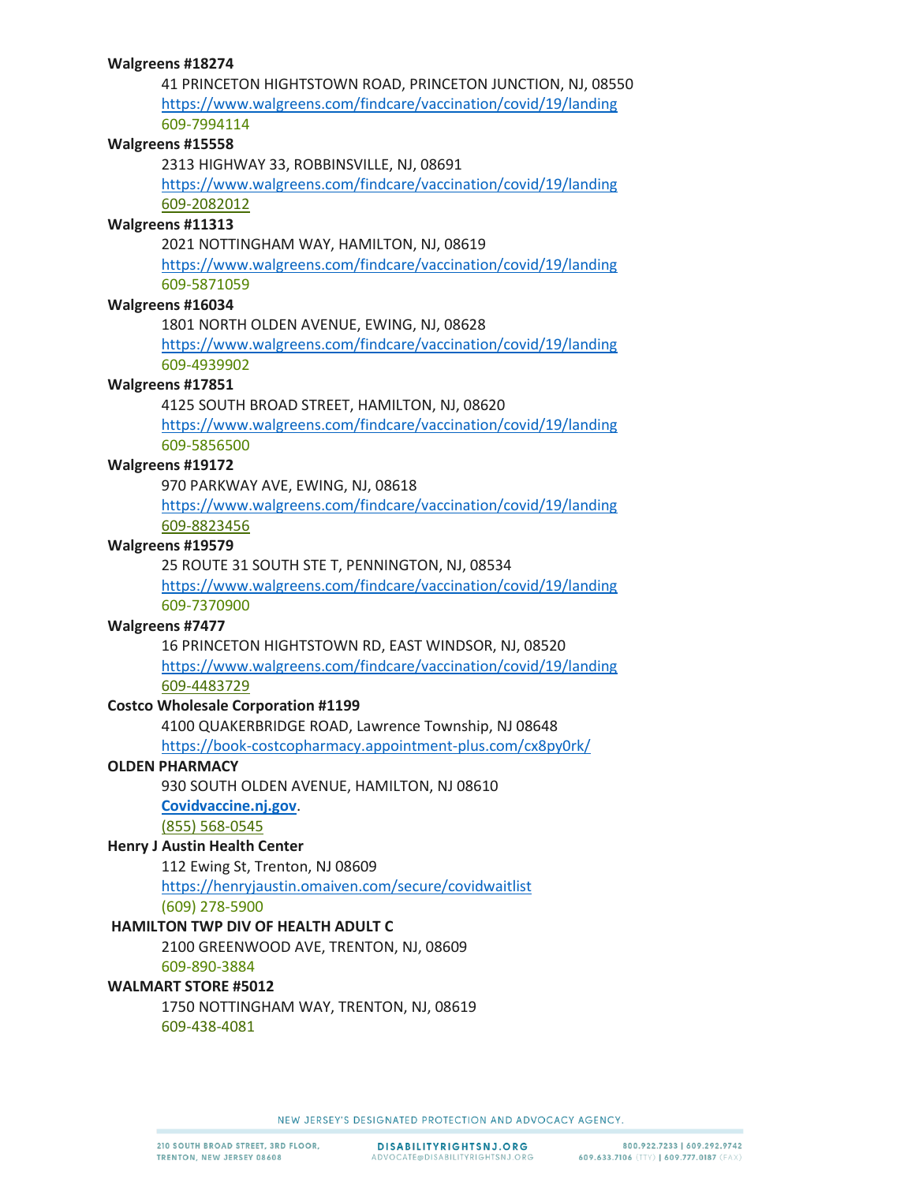**Walgreens #18274**

41 PRINCETON HIGHTSTOWN ROAD, PRINCETON JUNCTION, NJ, 08550
https://www.walgreens.com/findcare/vaccination/covid/19/landing
609-7994114

**Walgreens #15558**

2313 HIGHWAY 33, ROBBINSVILLE, NJ, 08691
https://www.walgreens.com/findcare/vaccination/covid/19/landing
609-2082012

**Walgreens #11313**

2021 NOTTINGHAM WAY, HAMILTON, NJ, 08619
https://www.walgreens.com/findcare/vaccination/covid/19/landing
609-5871059

**Walgreens #16034**

1801 NORTH OLDEN AVENUE, EWING, NJ, 08628
https://www.walgreens.com/findcare/vaccination/covid/19/landing
609-4939902

**Walgreens #17851**

4125 SOUTH BROAD STREET, HAMILTON, NJ, 08620
https://www.walgreens.com/findcare/vaccination/covid/19/landing
609-5856500

**Walgreens #19172**

970 PARKWAY AVE, EWING, NJ, 08618
https://www.walgreens.com/findcare/vaccination/covid/19/landing
609-8823456

**Walgreens #19579**

25 ROUTE 31 SOUTH STE T, PENNINGTON, NJ, 08534
https://www.walgreens.com/findcare/vaccination/covid/19/landing
609-7370900

**Walgreens #7477**

16 PRINCETON HIGHTSTOWN RD, EAST WINDSOR, NJ, 08520
https://www.walgreens.com/findcare/vaccination/covid/19/landing
609-4483729

**Costco Wholesale Corporation #1199**

4100 QUAKERBRIDGE ROAD, Lawrence Township, NJ 08648
https://book-costcopharmacy.appointment-plus.com/cx8py0rk/

**OLDEN PHARMACY**

930 SOUTH OLDEN AVENUE, HAMILTON, NJ 08610
**Covidvaccine.nj.gov**.
(855) 568-0545

**Henry J Austin Health Center**

112 Ewing St, Trenton, NJ 08609
https://henryjaustin.omaiven.com/secure/covidwaitlist
(609) 278-5900

**HAMILTON TWP DIV OF HEALTH ADULT C**

2100 GREENWOOD AVE, TRENTON, NJ, 08609
609-890-3884

**WALMART STORE #5012**

1750 NOTTINGHAM WAY, TRENTON, NJ, 08619
609-438-4081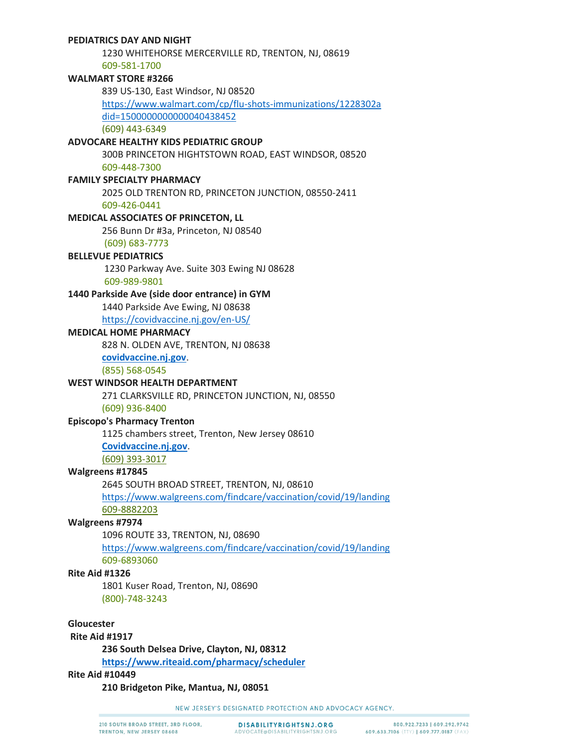**PEDIATRICS DAY AND NIGHT**

1230 WHITEHORSE MERCERVILLE RD, TRENTON, NJ, 08619
609-581-1700

**WALMART STORE #3266**

839 US-130, East Windsor, NJ 08520
https://www.walmart.com/cp/flu-shots-immunizations/1228302a did=1500000000000040438452
(609) 443-6349

**ADVOCARE HEALTHY KIDS PEDIATRIC GROUP**

300B PRINCETON HIGHTSTOWN ROAD, EAST WINDSOR, 08520
609-448-7300

**FAMILY SPECIALTY PHARMACY**

2025 OLD TRENTON RD, PRINCETON JUNCTION, 08550-2411
609-426-0441

**MEDICAL ASSOCIATES OF PRINCETON, LL**

256 Bunn Dr #3a, Princeton, NJ 08540
(609) 683-7773

**BELLEVUE PEDIATRICS**

1230 Parkway Ave. Suite 303 Ewing NJ 08628
609-989-9801

**1440 Parkside Ave (side door entrance) in GYM**

1440 Parkside Ave Ewing, NJ 08638
https://covidvaccine.nj.gov/en-US/

**MEDICAL HOME PHARMACY**

828 N. OLDEN AVE, TRENTON, NJ 08638
**covidvaccine.nj.gov**.
(855) 568-0545

**WEST WINDSOR HEALTH DEPARTMENT**

271 CLARKSVILLE RD, PRINCETON JUNCTION, NJ, 08550
(609) 936-8400

**Episcopo's Pharmacy Trenton**

1125 chambers street, Trenton, New Jersey 08610
**Covidvaccine.nj.gov**.
(609) 393-3017

**Walgreens #17845**

2645 SOUTH BROAD STREET, TRENTON, NJ, 08610
https://www.walgreens.com/findcare/vaccination/covid/19/landing
609-8882203

**Walgreens #7974**

1096 ROUTE 33, TRENTON, NJ, 08690
https://www.walgreens.com/findcare/vaccination/covid/19/landing
609-6893060

**Rite Aid #1326**

1801 Kuser Road, Trenton, NJ, 08690
(800)-748-3243

**Gloucester**

**Rite Aid #1917**

**236 South Delsea Drive, Clayton, NJ, 08312**
**https://www.riteaid.com/pharmacy/scheduler**

**Rite Aid #10449**

**210 Bridgeton Pike, Mantua, NJ, 08051**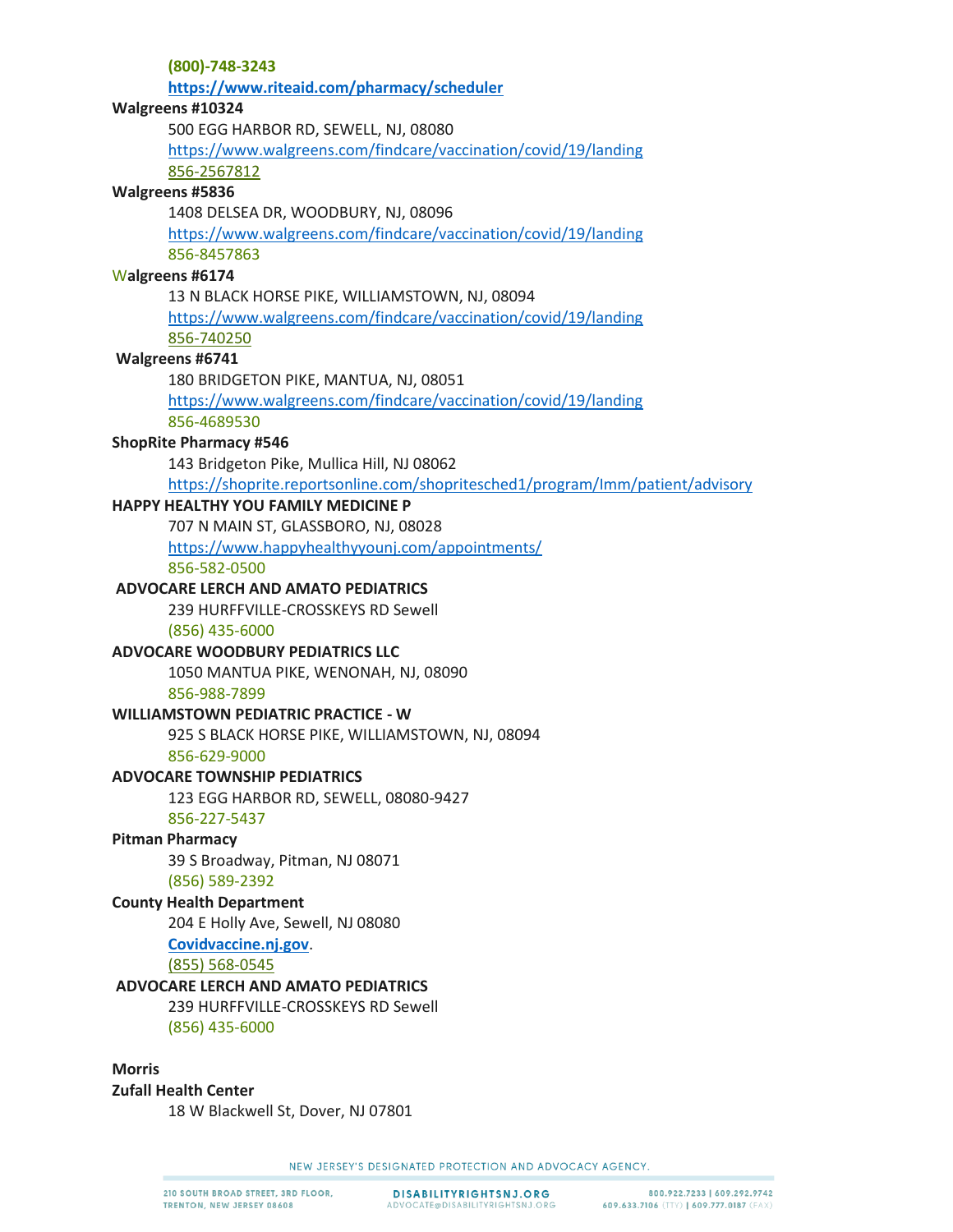**(800)-748-3243**

**https://www.riteaid.com/pharmacy/scheduler**

**Walgreens #10324**

500 EGG HARBOR RD, SEWELL, NJ, 08080

https://www.walgreens.com/findcare/vaccination/covid/19/landing

856-2567812

**Walgreens #5836**

1408 DELSEA DR, WOODBURY, NJ, 08096

https://www.walgreens.com/findcare/vaccination/covid/19/landing

856-8457863

**Walgreens #6174**

13 N BLACK HORSE PIKE, WILLIAMSTOWN, NJ, 08094

https://www.walgreens.com/findcare/vaccination/covid/19/landing

856-740250

**Walgreens #6741**

180 BRIDGETON PIKE, MANTUA, NJ, 08051

https://www.walgreens.com/findcare/vaccination/covid/19/landing

856-4689530

**ShopRite Pharmacy #546**

143 Bridgeton Pike, Mullica Hill, NJ 08062

https://shoprite.reportsonline.com/shopritesched1/program/Imm/patient/advisory

**HAPPY HEALTHY YOU FAMILY MEDICINE P**

707 N MAIN ST, GLASSBORO, NJ, 08028

https://www.happyhealthyyounj.com/appointments/

856-582-0500

**ADVOCARE LERCH AND AMATO PEDIATRICS**

239 HURFFVILLE-CROSSKEYS RD Sewell

(856) 435-6000

**ADVOCARE WOODBURY PEDIATRICS LLC**

1050 MANTUA PIKE, WENONAH, NJ, 08090

856-988-7899

**WILLIAMSTOWN PEDIATRIC PRACTICE - W**

925 S BLACK HORSE PIKE, WILLIAMSTOWN, NJ, 08094

856-629-9000

**ADVOCARE TOWNSHIP PEDIATRICS**

123 EGG HARBOR RD, SEWELL, 08080-9427

856-227-5437

**Pitman Pharmacy**

39 S Broadway, Pitman, NJ 08071

(856) 589-2392

**County Health Department**

204 E Holly Ave, Sewell, NJ 08080

**Covidvaccine.nj.gov**.

(855) 568-0545

**ADVOCARE LERCH AND AMATO PEDIATRICS**

239 HURFFVILLE-CROSSKEYS RD Sewell

(856) 435-6000

**Morris**

**Zufall Health Center**

18 W Blackwell St, Dover, NJ 07801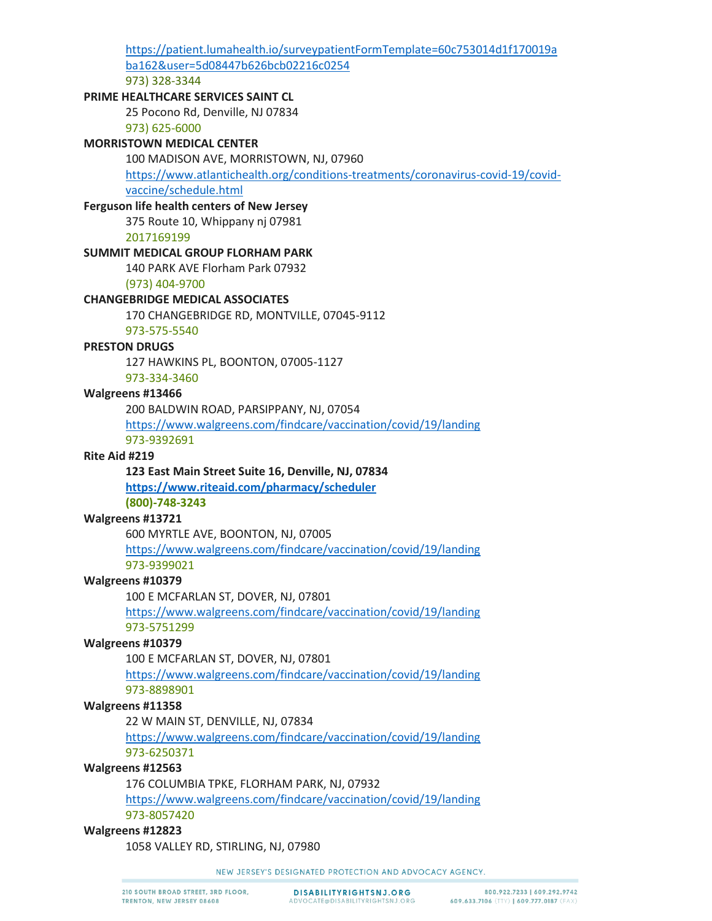https://patient.lumahealth.io/surveypatientFormTemplate=60c753014d1f170019aba162&user=5d08447b626bcb02216c0254
973) 328-3344

**PRIME HEALTHCARE SERVICES SAINT CL**
25 Pocono Rd, Denville, NJ 07834
973) 625-6000

**MORRISTOWN MEDICAL CENTER**
100 MADISON AVE, MORRISTOWN, NJ, 07960
https://www.atlantichealth.org/conditions-treatments/coronavirus-covid-19/covid-vaccine/schedule.html

**Ferguson life health centers of New Jersey**
375 Route 10, Whippany nj 07981
2017169199

**SUMMIT MEDICAL GROUP FLORHAM PARK**
140 PARK AVE Florham Park 07932
(973) 404-9700

**CHANGEBRIDGE MEDICAL ASSOCIATES**
170 CHANGEBRIDGE RD, MONTVILLE, 07045-9112
973-575-5540

**PRESTON DRUGS**
127 HAWKINS PL, BOONTON, 07005-1127
973-334-3460

**Walgreens #13466**
200 BALDWIN ROAD, PARSIPPANY, NJ, 07054
https://www.walgreens.com/findcare/vaccination/covid/19/landing
973-9392691

**Rite Aid #219**
**123 East Main Street Suite 16, Denville, NJ, 07834**
**https://www.riteaid.com/pharmacy/scheduler**
**(800)-748-3243**

**Walgreens #13721**
600 MYRTLE AVE, BOONTON, NJ, 07005
https://www.walgreens.com/findcare/vaccination/covid/19/landing
973-9399021

**Walgreens #10379**
100 E MCFARLAN ST, DOVER, NJ, 07801
https://www.walgreens.com/findcare/vaccination/covid/19/landing
973-5751299

**Walgreens #10379**
100 E MCFARLAN ST, DOVER, NJ, 07801
https://www.walgreens.com/findcare/vaccination/covid/19/landing
973-8898901

**Walgreens #11358**
22 W MAIN ST, DENVILLE, NJ, 07834
https://www.walgreens.com/findcare/vaccination/covid/19/landing
973-6250371

**Walgreens #12563**
176 COLUMBIA TPKE, FLORHAM PARK, NJ, 07932
https://www.walgreens.com/findcare/vaccination/covid/19/landing
973-8057420

**Walgreens #12823**
1058 VALLEY RD, STIRLING, NJ, 07980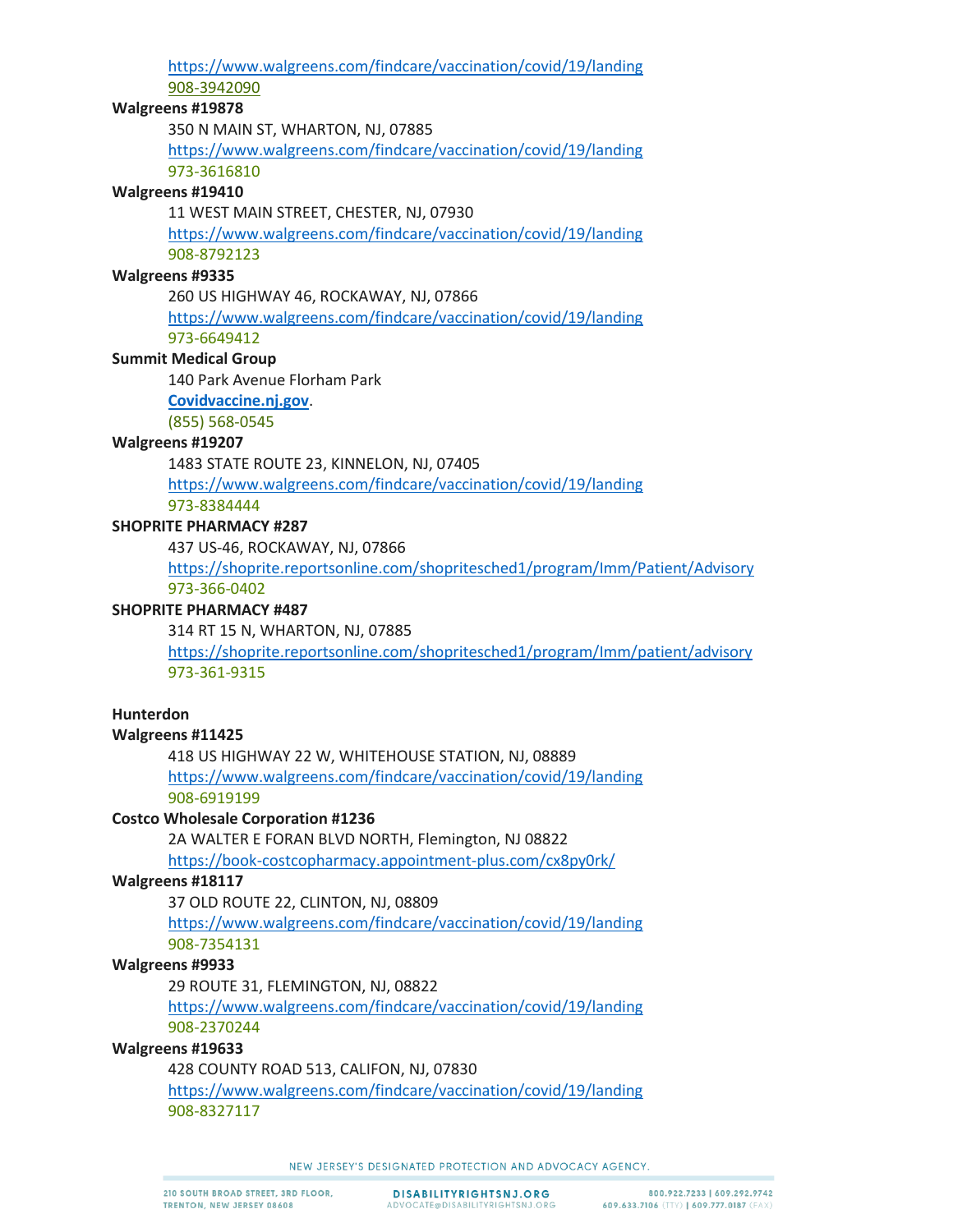https://www.walgreens.com/findcare/vaccination/covid/19/landing
908-3942090

**Walgreens #19878**

350 N MAIN ST, WHARTON, NJ, 07885
https://www.walgreens.com/findcare/vaccination/covid/19/landing
973-3616810

**Walgreens #19410**

11 WEST MAIN STREET, CHESTER, NJ, 07930
https://www.walgreens.com/findcare/vaccination/covid/19/landing
908-8792123

**Walgreens #9335**

260 US HIGHWAY 46, ROCKAWAY, NJ, 07866
https://www.walgreens.com/findcare/vaccination/covid/19/landing
973-6649412

**Summit Medical Group**

140 Park Avenue Florham Park
**Covidvaccine.nj.gov**.
(855) 568-0545

**Walgreens #19207**

1483 STATE ROUTE 23, KINNELON, NJ, 07405
https://www.walgreens.com/findcare/vaccination/covid/19/landing
973-8384444

**SHOPRITE PHARMACY #287**

437 US-46, ROCKAWAY, NJ, 07866
https://shoprite.reportsonline.com/shopritesched1/program/Imm/Patient/Advisory
973-366-0402

**SHOPRITE PHARMACY #487**

314 RT 15 N, WHARTON, NJ, 07885
https://shoprite.reportsonline.com/shopritesched1/program/Imm/patient/advisory
973-361-9315

**Hunterdon**

**Walgreens #11425**

418 US HIGHWAY 22 W, WHITEHOUSE STATION, NJ, 08889
https://www.walgreens.com/findcare/vaccination/covid/19/landing
908-6919199

**Costco Wholesale Corporation #1236**

2A WALTER E FORAN BLVD NORTH, Flemington, NJ 08822
https://book-costcopharmacy.appointment-plus.com/cx8py0rk/

**Walgreens #18117**

37 OLD ROUTE 22, CLINTON, NJ, 08809
https://www.walgreens.com/findcare/vaccination/covid/19/landing
908-7354131

**Walgreens #9933**

29 ROUTE 31, FLEMINGTON, NJ, 08822
https://www.walgreens.com/findcare/vaccination/covid/19/landing
908-2370244

**Walgreens #19633**

428 COUNTY ROAD 513, CALIFON, NJ, 07830
https://www.walgreens.com/findcare/vaccination/covid/19/landing
908-8327117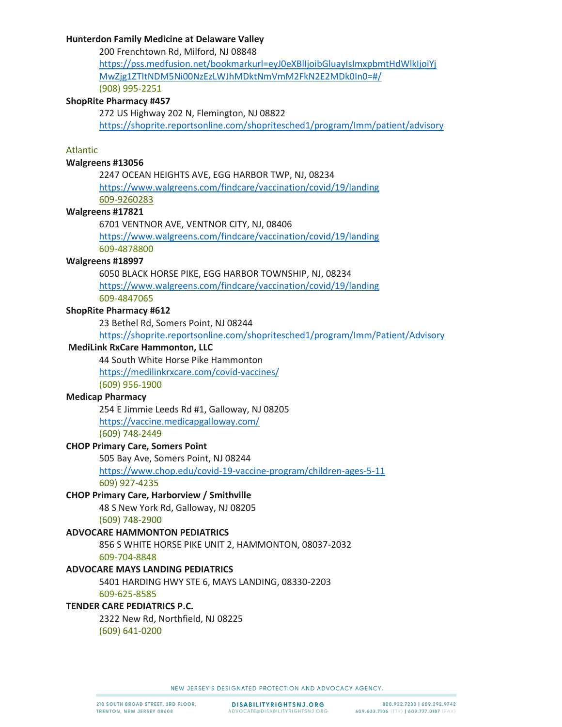**Hunterdon Family Medicine at Delaware Valley**

200 Frenchtown Rd, Milford, NJ 08848

https://pss.medfusion.net/bookmarkurl=eyJ0eXBlIjoibGluayIsImxpbmtHdWlkIjoiYjMwZjg1ZTItNDM5Ni00NzEzLWJhMDktNmVmM2FkN2E2MDk0In0=#/

(908) 995-2251

**ShopRite Pharmacy #457**

272 US Highway 202 N, Flemington, NJ 08822

https://shoprite.reportsonline.com/shopritesched1/program/Imm/patient/advisory

## Atlantic

**Walgreens #13056**

2247 OCEAN HEIGHTS AVE, EGG HARBOR TWP, NJ, 08234

https://www.walgreens.com/findcare/vaccination/covid/19/landing

609-9260283

**Walgreens #17821**

6701 VENTNOR AVE, VENTNOR CITY, NJ, 08406

https://www.walgreens.com/findcare/vaccination/covid/19/landing

609-4878800

**Walgreens #18997**

6050 BLACK HORSE PIKE, EGG HARBOR TOWNSHIP, NJ, 08234

https://www.walgreens.com/findcare/vaccination/covid/19/landing

609-4847065

**ShopRite Pharmacy #612**

23 Bethel Rd, Somers Point, NJ 08244

https://shoprite.reportsonline.com/shopritesched1/program/Imm/Patient/Advisory

**MediLink RxCare Hammonton, LLC**

44 South White Horse Pike Hammonton

https://medilinkrxcare.com/covid-vaccines/

(609) 956-1900

**Medicap Pharmacy**

254 E Jimmie Leeds Rd #1, Galloway, NJ 08205

https://vaccine.medicapgalloway.com/

(609) 748-2449

**CHOP Primary Care, Somers Point**

505 Bay Ave, Somers Point, NJ 08244

https://www.chop.edu/covid-19-vaccine-program/children-ages-5-11

609) 927-4235

**CHOP Primary Care, Harborview / Smithville**

48 S New York Rd, Galloway, NJ 08205

(609) 748-2900

**ADVOCARE HAMMONTON PEDIATRICS**

856 S WHITE HORSE PIKE UNIT 2, HAMMONTON, 08037-2032

609-704-8848

**ADVOCARE MAYS LANDING PEDIATRICS**

5401 HARDING HWY STE 6, MAYS LANDING, 08330-2203

609-625-8585

**TENDER CARE PEDIATRICS P.C.**

2322 New Rd, Northfield, NJ 08225

(609) 641-0200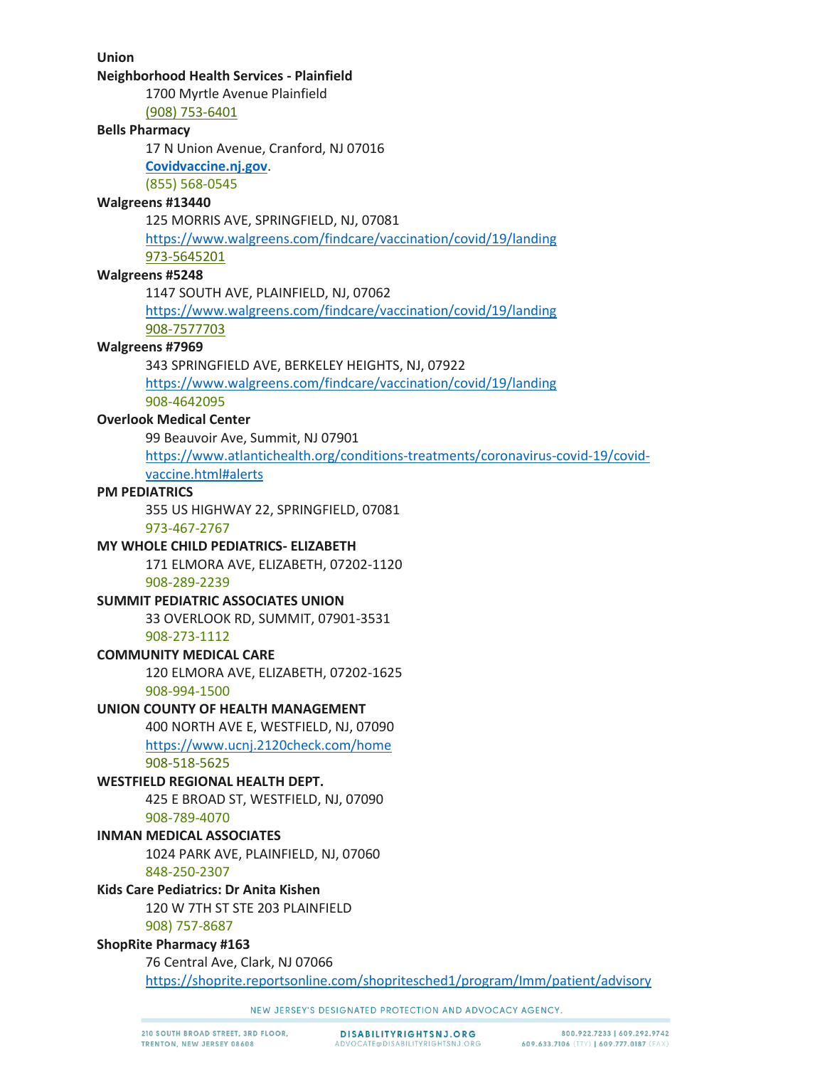**Union**

**Neighborhood Health Services - Plainfield**

1700 Myrtle Avenue Plainfield

(908) 753-6401

**Bells Pharmacy**

17 N Union Avenue, Cranford, NJ 07016

**Covidvaccine.nj.gov**.

(855) 568-0545

**Walgreens #13440**

125 MORRIS AVE, SPRINGFIELD, NJ, 07081

https://www.walgreens.com/findcare/vaccination/covid/19/landing

973-5645201

**Walgreens #5248**

1147 SOUTH AVE, PLAINFIELD, NJ, 07062

https://www.walgreens.com/findcare/vaccination/covid/19/landing

908-7577703

**Walgreens #7969**

343 SPRINGFIELD AVE, BERKELEY HEIGHTS, NJ, 07922

https://www.walgreens.com/findcare/vaccination/covid/19/landing

908-4642095

**Overlook Medical Center**

99 Beauvoir Ave, Summit, NJ 07901

https://www.atlantichealth.org/conditions-treatments/coronavirus-covid-19/covid-vaccine.html#alerts

**PM PEDIATRICS**

355 US HIGHWAY 22, SPRINGFIELD, 07081

973-467-2767

**MY WHOLE CHILD PEDIATRICS- ELIZABETH**

171 ELMORA AVE, ELIZABETH, 07202-1120

908-289-2239

**SUMMIT PEDIATRIC ASSOCIATES UNION**

33 OVERLOOK RD, SUMMIT, 07901-3531

908-273-1112

**COMMUNITY MEDICAL CARE**

120 ELMORA AVE, ELIZABETH, 07202-1625

908-994-1500

**UNION COUNTY OF HEALTH MANAGEMENT**

400 NORTH AVE E, WESTFIELD, NJ, 07090

https://www.ucnj.2120check.com/home

908-518-5625

**WESTFIELD REGIONAL HEALTH DEPT.**

425 E BROAD ST, WESTFIELD, NJ, 07090

908-789-4070

**INMAN MEDICAL ASSOCIATES**

1024 PARK AVE, PLAINFIELD, NJ, 07060

848-250-2307

**Kids Care Pediatrics: Dr Anita Kishen**

120 W 7TH ST STE 203 PLAINFIELD

908) 757-8687

**ShopRite Pharmacy #163**

76 Central Ave, Clark, NJ 07066

https://shoprite.reportsonline.com/shopritesched1/program/Imm/patient/advisory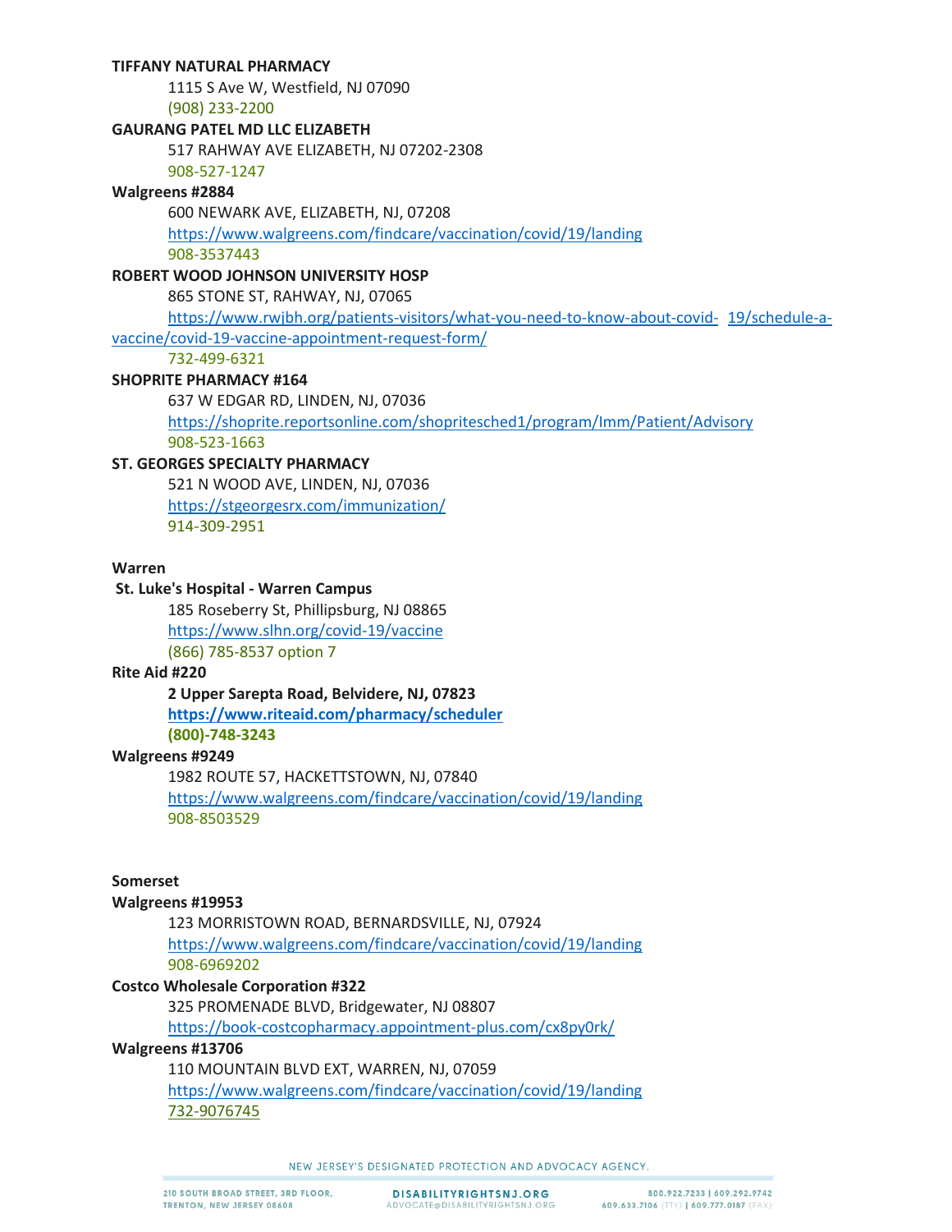**TIFFANY NATURAL PHARMACY**

1115 S Ave W, Westfield, NJ 07090
(908) 233-2200

**GAURANG PATEL MD LLC ELIZABETH**

517 RAHWAY AVE ELIZABETH, NJ 07202-2308
908-527-1247

**Walgreens #2884**

600 NEWARK AVE, ELIZABETH, NJ, 07208
https://www.walgreens.com/findcare/vaccination/covid/19/landing
908-3537443

**ROBERT WOOD JOHNSON UNIVERSITY HOSP**

865 STONE ST, RAHWAY, NJ, 07065
https://www.rwjbh.org/patients-visitors/what-you-need-to-know-about-covid-19/schedule-a-vaccine/covid-19-vaccine-appointment-request-form/
732-499-6321

**SHOPRITE PHARMACY #164**

637 W EDGAR RD, LINDEN, NJ, 07036
https://shoprite.reportsonline.com/shopritesched1/program/Imm/Patient/Advisory
908-523-1663

**ST. GEORGES SPECIALTY PHARMACY**

521 N WOOD AVE, LINDEN, NJ, 07036
https://stgeorgesrx.com/immunization/
914-309-2951

**Warren**

**St. Luke's Hospital - Warren Campus**

185 Roseberry St, Phillipsburg, NJ 08865
https://www.slhn.org/covid-19/vaccine
(866) 785-8537 option 7

**Rite Aid #220**

**2 Upper Sarepta Road, Belvidere, NJ, 07823**
**https://www.riteaid.com/pharmacy/scheduler**
**(800)-748-3243**

**Walgreens #9249**

1982 ROUTE 57, HACKETTSTOWN, NJ, 07840
https://www.walgreens.com/findcare/vaccination/covid/19/landing
908-8503529

**Somerset**

**Walgreens #19953**

123 MORRISTOWN ROAD, BERNARDSVILLE, NJ, 07924
https://www.walgreens.com/findcare/vaccination/covid/19/landing
908-6969202

**Costco Wholesale Corporation #322**

325 PROMENADE BLVD, Bridgewater, NJ 08807
https://book-costcopharmacy.appointment-plus.com/cx8py0rk/

**Walgreens #13706**

110 MOUNTAIN BLVD EXT, WARREN, NJ, 07059
https://www.walgreens.com/findcare/vaccination/covid/19/landing
732-9076745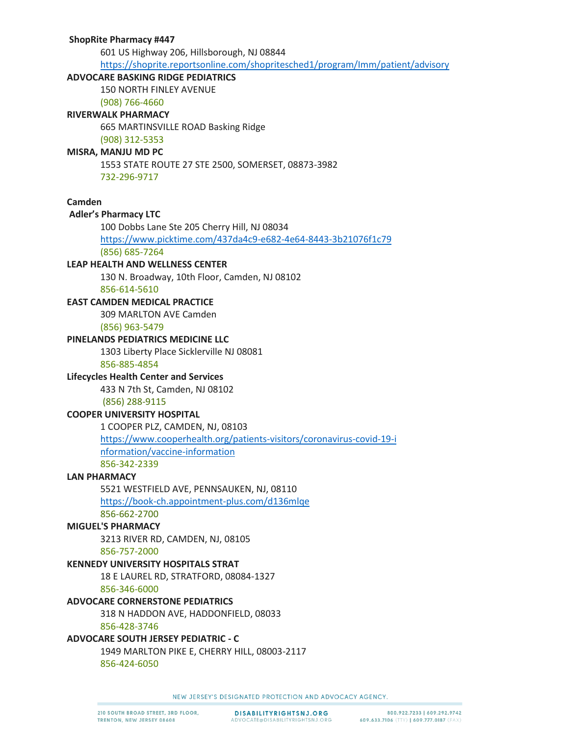**ShopRite Pharmacy #447**

601 US Highway 206, Hillsborough, NJ 08844

https://shoprite.reportsonline.com/shopritesched1/program/Imm/patient/advisory

**ADVOCARE BASKING RIDGE PEDIATRICS**

150 NORTH FINLEY AVENUE

(908) 766-4660

**RIVERWALK PHARMACY**

665 MARTINSVILLE ROAD Basking Ridge

(908) 312-5353

**MISRA, MANJU MD PC**

1553 STATE ROUTE 27 STE 2500, SOMERSET, 08873-3982

732-296-9717

**Camden**

**Adler's Pharmacy LTC**

100 Dobbs Lane Ste 205 Cherry Hill, NJ 08034

https://www.picktime.com/437da4c9-e682-4e64-8443-3b21076f1c79

(856) 685-7264

**LEAP HEALTH AND WELLNESS CENTER**

130 N. Broadway, 10th Floor, Camden, NJ 08102

856-614-5610

**EAST CAMDEN MEDICAL PRACTICE**

309 MARLTON AVE Camden

(856) 963-5479

**PINELANDS PEDIATRICS MEDICINE LLC**

1303 Liberty Place Sicklerville NJ 08081

856-885-4854

**Lifecycles Health Center and Services**

433 N 7th St, Camden, NJ 08102

(856) 288-9115

**COOPER UNIVERSITY HOSPITAL**

1 COOPER PLZ, CAMDEN, NJ, 08103

https://www.cooperhealth.org/patients-visitors/coronavirus-covid-19-information/vaccine-information

856-342-2339

**LAN PHARMACY**

5521 WESTFIELD AVE, PENNSAUKEN, NJ, 08110

https://book-ch.appointment-plus.com/d136mlqe

856-662-2700

**MIGUEL'S PHARMACY**

3213 RIVER RD, CAMDEN, NJ, 08105

856-757-2000

**KENNEDY UNIVERSITY HOSPITALS STRAT**

18 E LAUREL RD, STRATFORD, 08084-1327

856-346-6000

**ADVOCARE CORNERSTONE PEDIATRICS**

318 N HADDON AVE, HADDONFIELD, 08033

856-428-3746

**ADVOCARE SOUTH JERSEY PEDIATRIC - C**

1949 MARLTON PIKE E, CHERRY HILL, 08003-2117

856-424-6050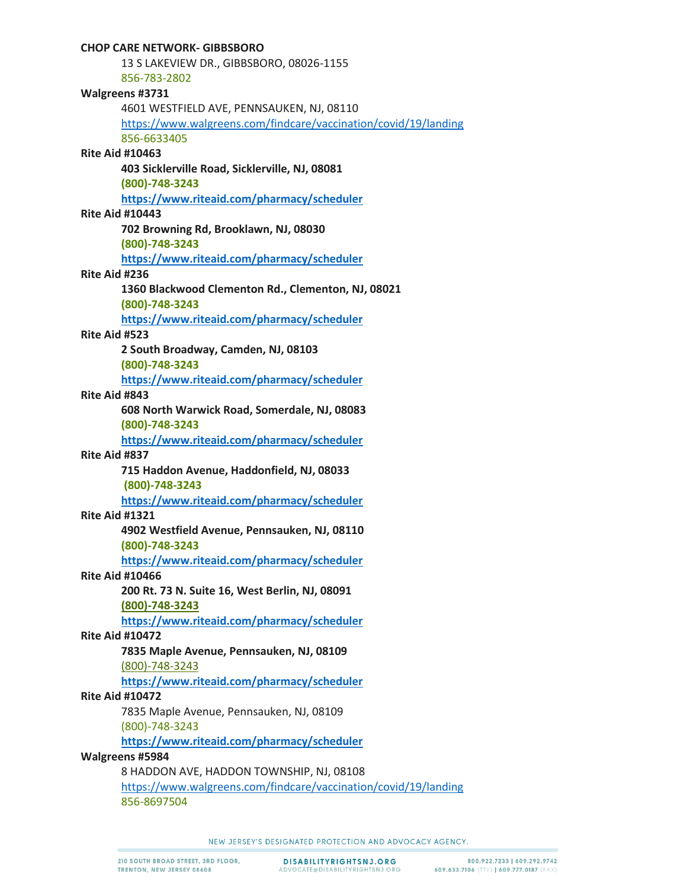**CHOP CARE NETWORK- GIBBSBORO**

13 S LAKEVIEW DR., GIBBSBORO, 08026-1155
856-783-2802

**Walgreens #3731**

4601 WESTFIELD AVE, PENNSAUKEN, NJ, 08110
https://www.walgreens.com/findcare/vaccination/covid/19/landing
856-6633405

**Rite Aid #10463**

**403 Sicklerville Road, Sicklerville, NJ, 08081**
**(800)-748-3243**
**https://www.riteaid.com/pharmacy/scheduler**

**Rite Aid #10443**

**702 Browning Rd, Brooklawn, NJ, 08030**
**(800)-748-3243**
**https://www.riteaid.com/pharmacy/scheduler**

**Rite Aid #236**

**1360 Blackwood Clementon Rd., Clementon, NJ, 08021**
**(800)-748-3243**
**https://www.riteaid.com/pharmacy/scheduler**

**Rite Aid #523**

**2 South Broadway, Camden, NJ, 08103**
**(800)-748-3243**
**https://www.riteaid.com/pharmacy/scheduler**

**Rite Aid #843**

**608 North Warwick Road, Somerdale, NJ, 08083**
**(800)-748-3243**
**https://www.riteaid.com/pharmacy/scheduler**

**Rite Aid #837**

**715 Haddon Avenue, Haddonfield, NJ, 08033**
**(800)-748-3243**
**https://www.riteaid.com/pharmacy/scheduler**

**Rite Aid #1321**

**4902 Westfield Avenue, Pennsauken, NJ, 08110**
**(800)-748-3243**
**https://www.riteaid.com/pharmacy/scheduler**

**Rite Aid #10466**

**200 Rt. 73 N. Suite 16, West Berlin, NJ, 08091**
**(800)-748-3243**
**https://www.riteaid.com/pharmacy/scheduler**

**Rite Aid #10472**

**7835 Maple Avenue, Pennsauken, NJ, 08109**
(800)-748-3243
**https://www.riteaid.com/pharmacy/scheduler**

**Rite Aid #10472**

7835 Maple Avenue, Pennsauken, NJ, 08109
(800)-748-3243
**https://www.riteaid.com/pharmacy/scheduler**

**Walgreens #5984**

8 HADDON AVE, HADDON TOWNSHIP, NJ, 08108
https://www.walgreens.com/findcare/vaccination/covid/19/landing
856-8697504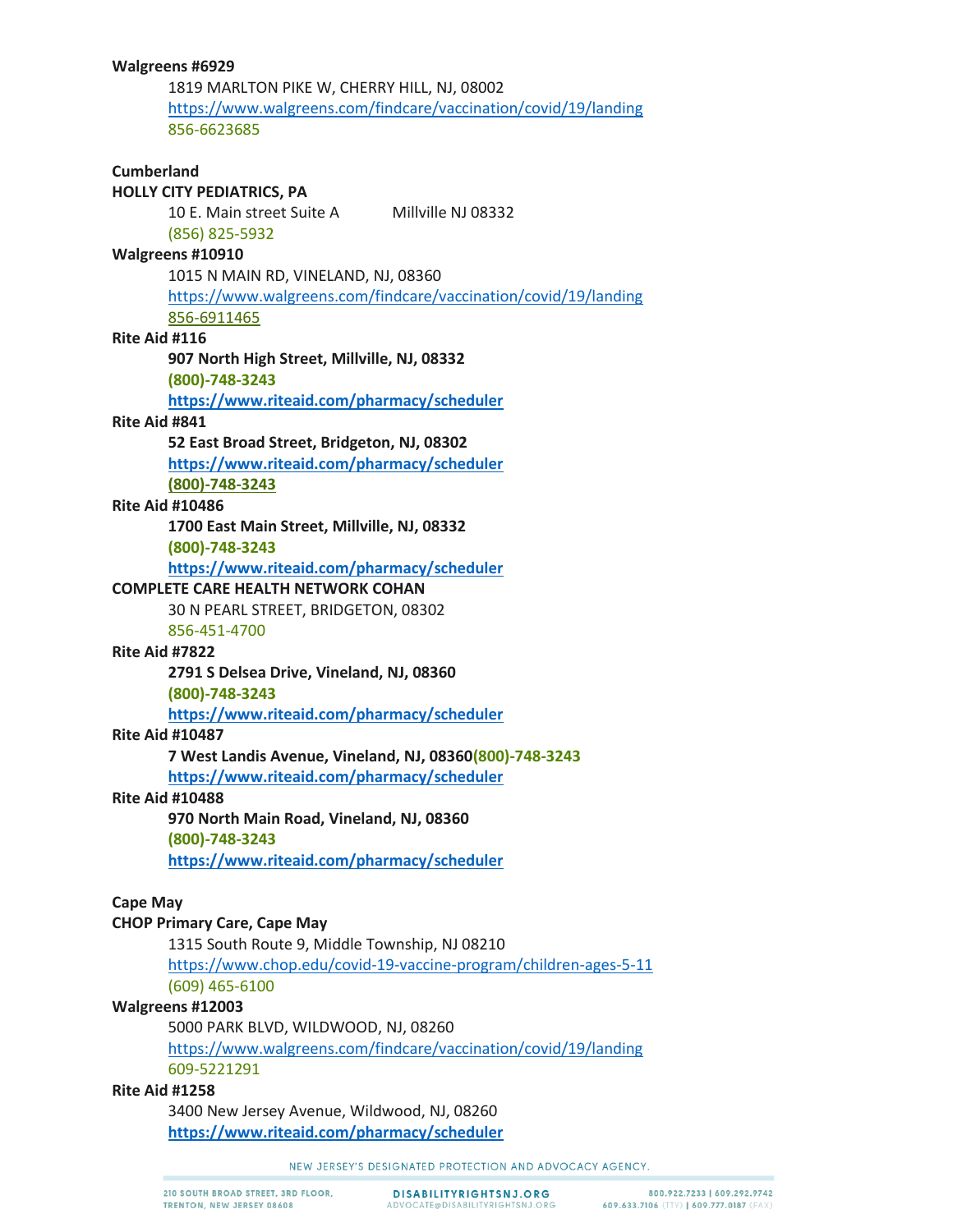**Walgreens #6929**

1819 MARLTON PIKE W, CHERRY HILL, NJ, 08002
https://www.walgreens.com/findcare/vaccination/covid/19/landing
856-6623685

**Cumberland**

**HOLLY CITY PEDIATRICS, PA**

10 E. Main street Suite A Millville NJ 08332
(856) 825-5932

**Walgreens #10910**

1015 N MAIN RD, VINELAND, NJ, 08360
https://www.walgreens.com/findcare/vaccination/covid/19/landing
856-6911465

**Rite Aid #116**

**907 North High Street, Millville, NJ, 08332**
**(800)-748-3243**
**https://www.riteaid.com/pharmacy/scheduler**

**Rite Aid #841**

**52 East Broad Street, Bridgeton, NJ, 08302**
**https://www.riteaid.com/pharmacy/scheduler**
**(800)-748-3243**

**Rite Aid #10486**

**1700 East Main Street, Millville, NJ, 08332**
**(800)-748-3243**
**https://www.riteaid.com/pharmacy/scheduler**

**COMPLETE CARE HEALTH NETWORK COHAN**

30 N PEARL STREET, BRIDGETON, 08302
856-451-4700

**Rite Aid #7822**

**2791 S Delsea Drive, Vineland, NJ, 08360**
**(800)-748-3243**
**https://www.riteaid.com/pharmacy/scheduler**

**Rite Aid #10487**

**7 West Landis Avenue, Vineland, NJ, 08360(800)-748-3243**
**https://www.riteaid.com/pharmacy/scheduler**

**Rite Aid #10488**

**970 North Main Road, Vineland, NJ, 08360**
**(800)-748-3243**
**https://www.riteaid.com/pharmacy/scheduler**

**Cape May**

**CHOP Primary Care, Cape May**

1315 South Route 9, Middle Township, NJ 08210
https://www.chop.edu/covid-19-vaccine-program/children-ages-5-11
(609) 465-6100

**Walgreens #12003**

5000 PARK BLVD, WILDWOOD, NJ, 08260
https://www.walgreens.com/findcare/vaccination/covid/19/landing
609-5221291

**Rite Aid #1258**

3400 New Jersey Avenue, Wildwood, NJ, 08260
**https://www.riteaid.com/pharmacy/scheduler**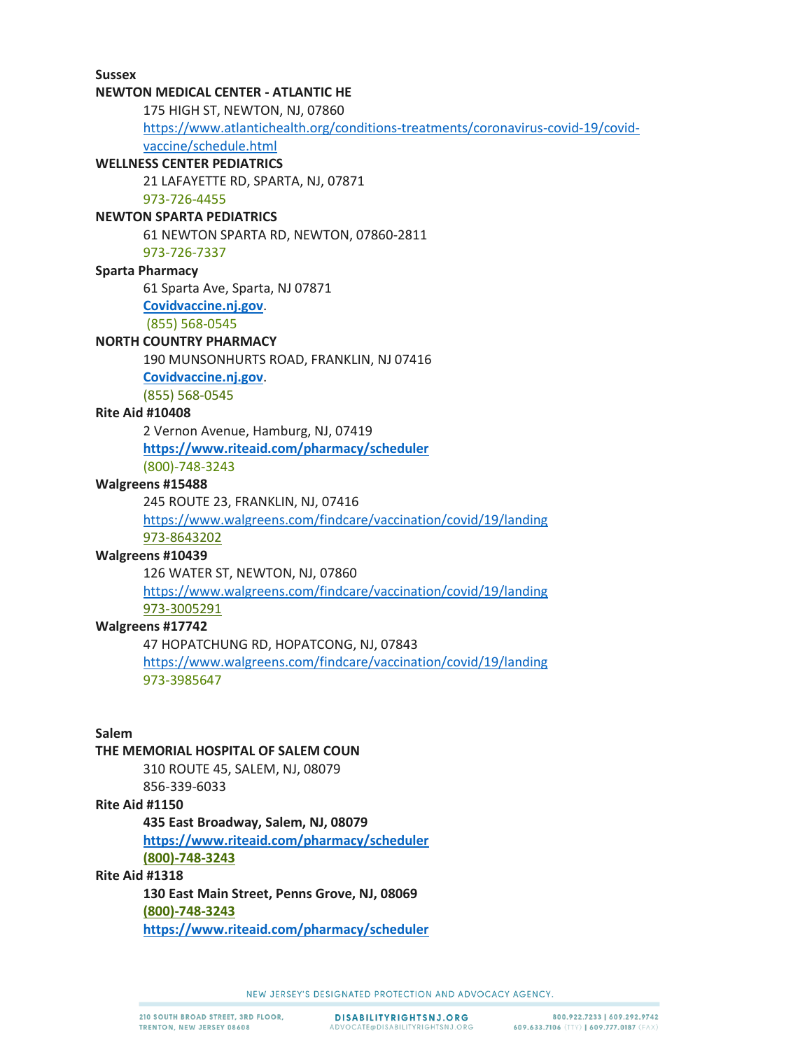**Sussex**

**NEWTON MEDICAL CENTER - ATLANTIC HE**

175 HIGH ST, NEWTON, NJ, 07860
https://www.atlantichealth.org/conditions-treatments/coronavirus-covid-19/covid-vaccine/schedule.html

**WELLNESS CENTER PEDIATRICS**

21 LAFAYETTE RD, SPARTA, NJ, 07871
973-726-4455

**NEWTON SPARTA PEDIATRICS**

61 NEWTON SPARTA RD, NEWTON, 07860-2811
973-726-7337

**Sparta Pharmacy**

61 Sparta Ave, Sparta, NJ 07871
**Covidvaccine.nj.gov**.
(855) 568-0545

**NORTH COUNTRY PHARMACY**

190 MUNSONHURTS ROAD, FRANKLIN, NJ 07416
**Covidvaccine.nj.gov**.
(855) 568-0545

**Rite Aid #10408**

2 Vernon Avenue, Hamburg, NJ, 07419
**https://www.riteaid.com/pharmacy/scheduler**
(800)-748-3243

**Walgreens #15488**

245 ROUTE 23, FRANKLIN, NJ, 07416
https://www.walgreens.com/findcare/vaccination/covid/19/landing
973-8643202

**Walgreens #10439**

126 WATER ST, NEWTON, NJ, 07860
https://www.walgreens.com/findcare/vaccination/covid/19/landing
973-3005291

**Walgreens #17742**

47 HOPATCHUNG RD, HOPATCONG, NJ, 07843
https://www.walgreens.com/findcare/vaccination/covid/19/landing
973-3985647

**Salem**

**THE MEMORIAL HOSPITAL OF SALEM COUN**

310 ROUTE 45, SALEM, NJ, 08079
856-339-6033

**Rite Aid #1150**

**435 East Broadway, Salem, NJ, 08079**
**https://www.riteaid.com/pharmacy/scheduler**
**(800)-748-3243**

**Rite Aid #1318**

**130 East Main Street, Penns Grove, NJ, 08069**
**(800)-748-3243**
**https://www.riteaid.com/pharmacy/scheduler**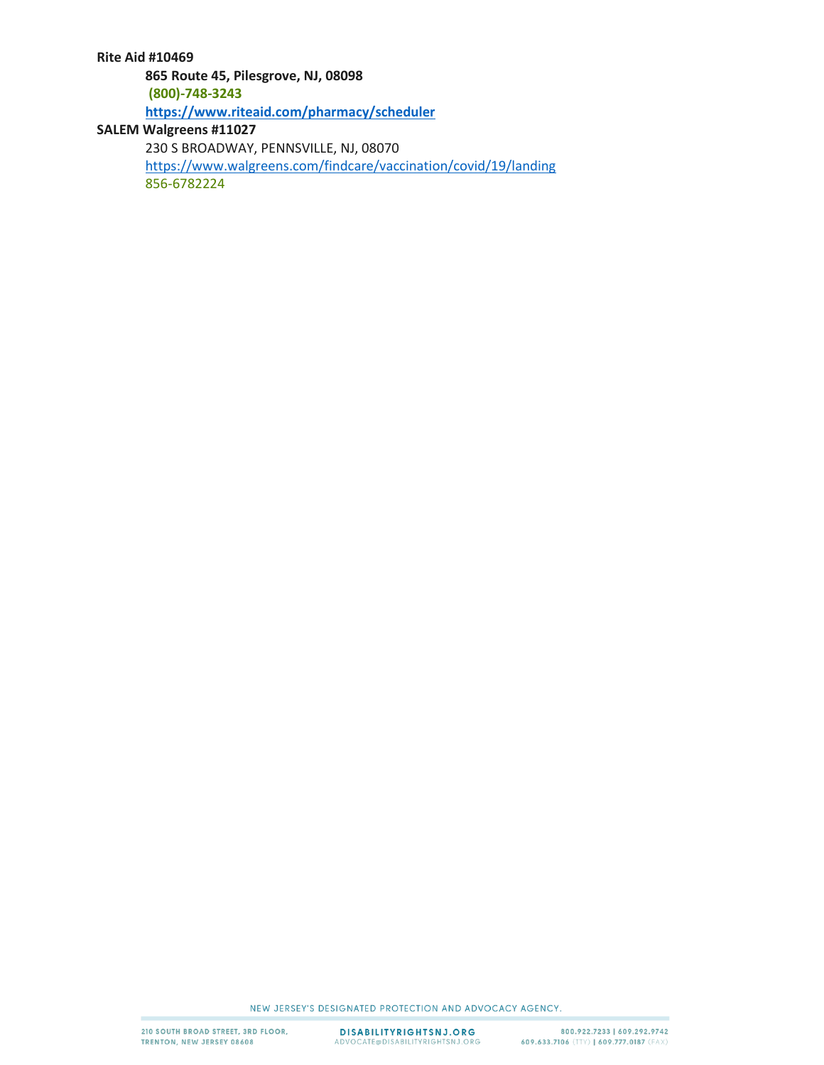**Rite Aid #10469**

**865 Route 45, Pilesgrove, NJ, 08098**

**(800)-748-3243**

**https://www.riteaid.com/pharmacy/scheduler**

**SALEM Walgreens #11027**

230 S BROADWAY, PENNSVILLE, NJ, 08070

https://www.walgreens.com/findcare/vaccination/covid/19/landing

856-6782224